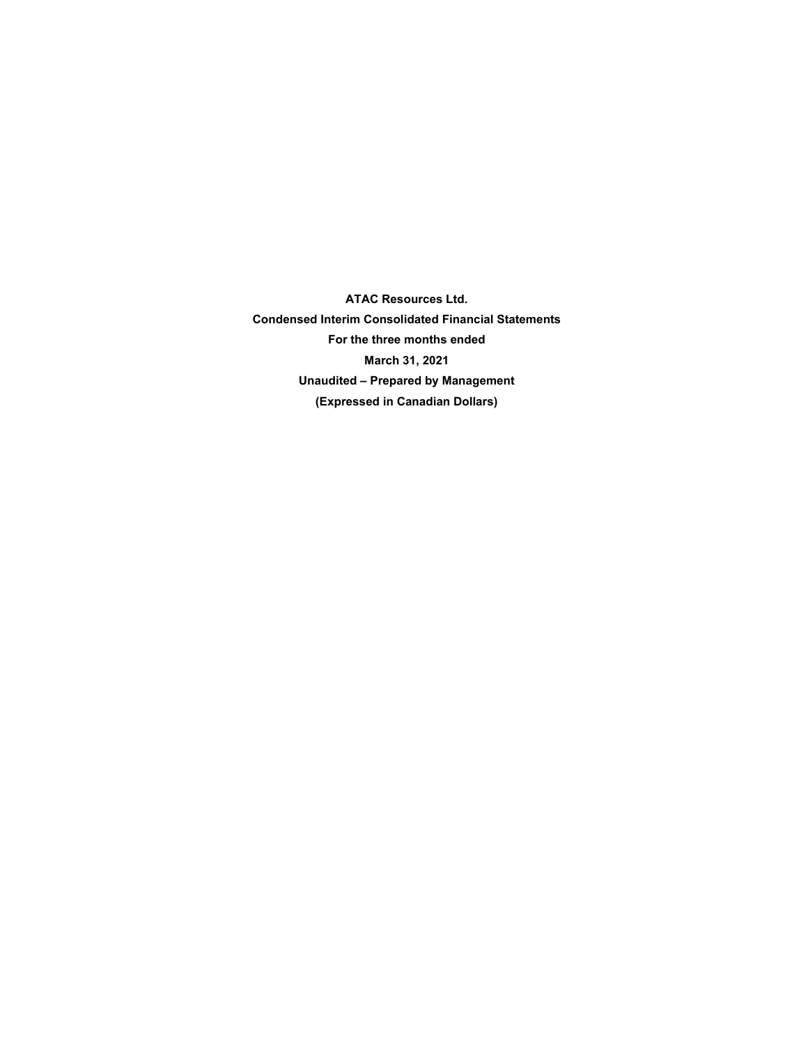**ATAC Resources Ltd.**

**Condensed Interim Consolidated Financial Statements**

**For the three months ended**

**March 31, 2021**

**Unaudited – Prepared by Management**

**(Expressed in Canadian Dollars)**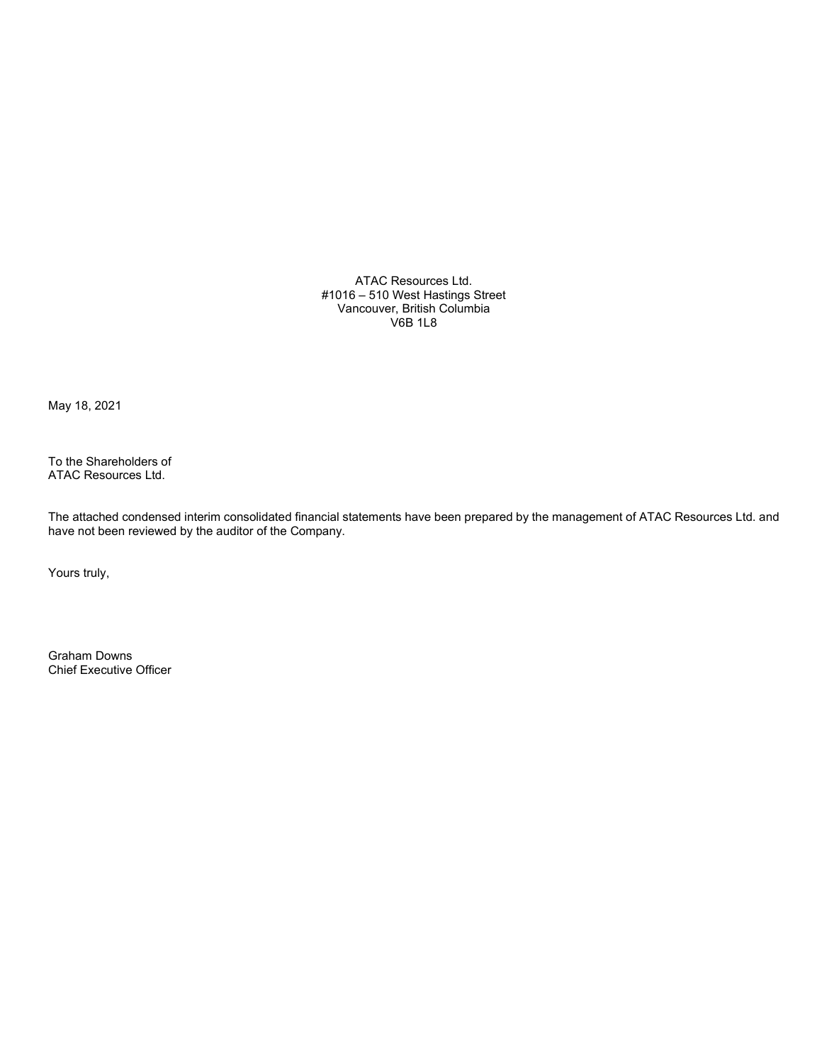ATAC Resources Ltd.
#1016 – 510 West Hastings Street
Vancouver, British Columbia
V6B 1L8

May 18, 2021

To the Shareholders of
ATAC Resources Ltd.

The attached condensed interim consolidated financial statements have been prepared by the management of ATAC Resources Ltd. and have not been reviewed by the auditor of the Company.

Yours truly,

Graham Downs
Chief Executive Officer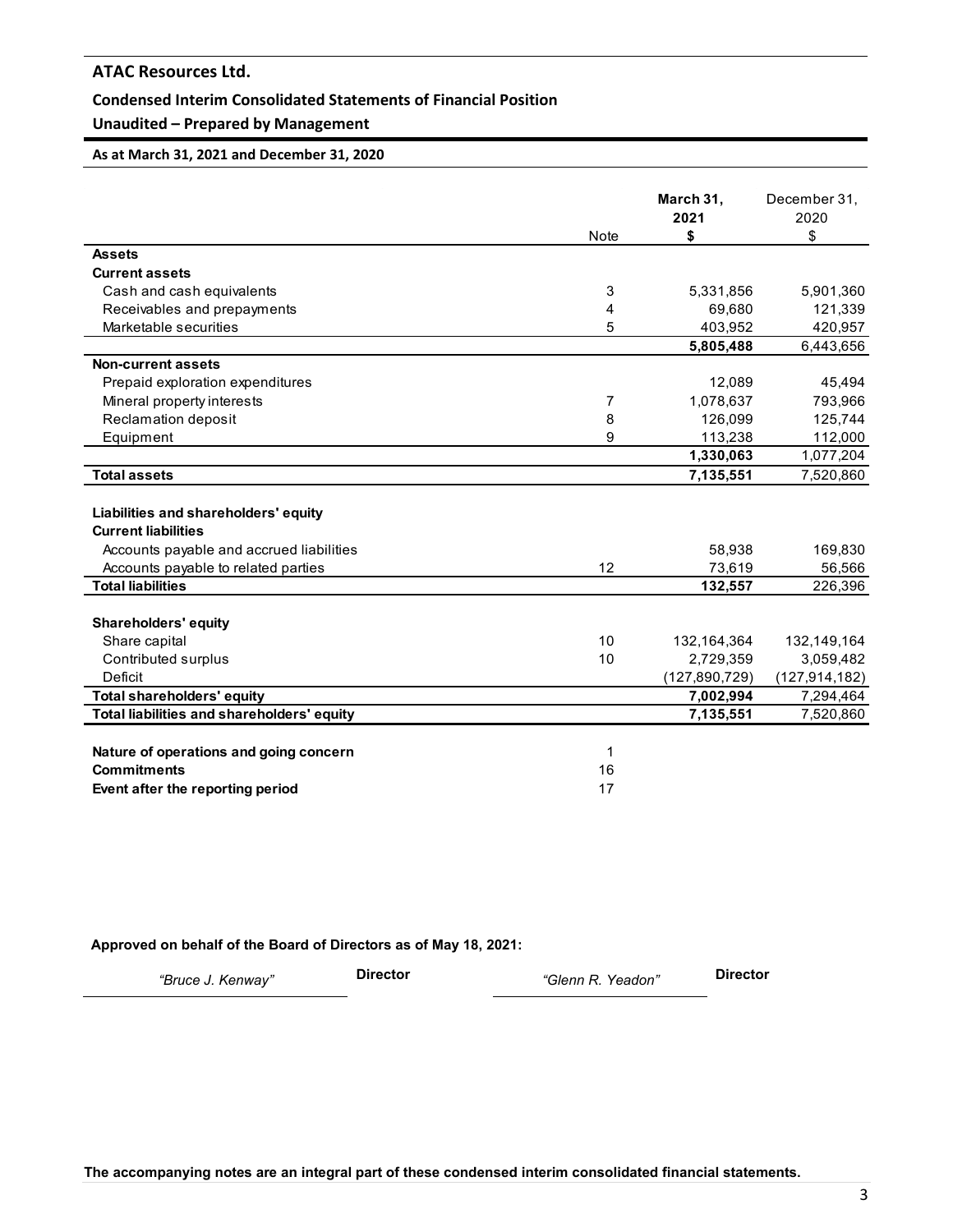# ATAC Resources Ltd.

## Condensed Interim Consolidated Statements of Financial Position

### Unaudited – Prepared by Management

**As at March 31, 2021 and December 31, 2020**

| | Note | **March 31, 2021 $** | December 31, 2020 $ |
|---|---|---|---|
| **Assets** | | | |
| **Current assets** | | | |
| Cash and cash equivalents | 3 | 5,331,856 | 5,901,360 |
| Receivables and prepayments | 4 | 69,680 | 121,339 |
| Marketable securities | 5 | 403,952 | 420,957 |
| | | **5,805,488** | 6,443,656 |
| **Non-current assets** | | | |
| Prepaid exploration expenditures | | 12,089 | 45,494 |
| Mineral property interests | 7 | 1,078,637 | 793,966 |
| Reclamation deposit | 8 | 126,099 | 125,744 |
| Equipment | 9 | 113,238 | 112,000 |
| | | **1,330,063** | 1,077,204 |
| **Total assets** | | **7,135,551** | 7,520,860 |
| | | | |
| **Liabilities and shareholders' equity** | | | |
| **Current liabilities** | | | |
| Accounts payable and accrued liabilities | | 58,938 | 169,830 |
| Accounts payable to related parties | 12 | 73,619 | 56,566 |
| **Total liabilities** | | **132,557** | 226,396 |
| | | | |
| **Shareholders' equity** | | | |
| Share capital | 10 | 132,164,364 | 132,149,164 |
| Contributed surplus | 10 | 2,729,359 | 3,059,482 |
| Deficit | | (127,890,729) | (127,914,182) |
| **Total shareholders' equity** | | **7,002,994** | 7,294,464 |
| **Total liabilities and shareholders' equity** | | **7,135,551** | 7,520,860 |
| | | | |
| **Nature of operations and going concern** | 1 | | |
| **Commitments** | 16 | | |
| **Event after the reporting period** | 17 | | |

**Approved on behalf of the Board of Directors as of May 18, 2021:**

*"Bruce J. Kenway"* **Director** *"Glenn R. Yeadon"* **Director**

**The accompanying notes are an integral part of these condensed interim consolidated financial statements.**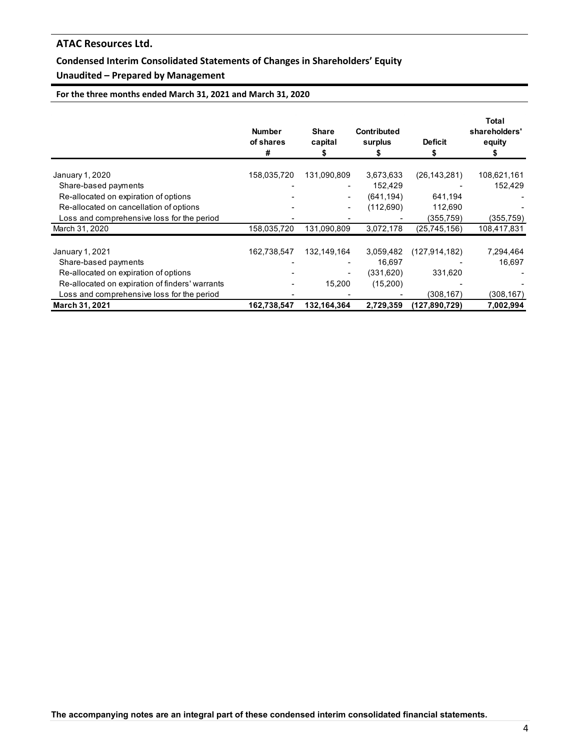## ATAC Resources Ltd.

### Condensed Interim Consolidated Statements of Changes in Shareholders' Equity

### Unaudited – Prepared by Management

**For the three months ended March 31, 2021 and March 31, 2020**

| | Number of shares # | Share capital $ | Contributed surplus $ | Deficit $ | Total shareholders' equity $ |
|---|---|---|---|---|---|
| January 1, 2020 | 158,035,720 | 131,090,809 | 3,673,633 | (26,143,281) | 108,621,161 |
| Share-based payments | - | - | 152,429 | - | 152,429 |
| Re-allocated on expiration of options | - | - | (641,194) | 641,194 | - |
| Re-allocated on cancellation of options | - | - | (112,690) | 112,690 | - |
| Loss and comprehensive loss for the period | - | - | - | (355,759) | (355,759) |
| March 31, 2020 | 158,035,720 | 131,090,809 | 3,072,178 | (25,745,156) | 108,417,831 |
| | | | | | |
| January 1, 2021 | 162,738,547 | 132,149,164 | 3,059,482 | (127,914,182) | 7,294,464 |
| Share-based payments | - | - | 16,697 | - | 16,697 |
| Re-allocated on expiration of options | - | - | (331,620) | 331,620 | - |
| Re-allocated on expiration of finders' warrants | - | 15,200 | (15,200) | - | - |
| Loss and comprehensive loss for the period | - | - | - | (308,167) | (308,167) |
| **March 31, 2021** | **162,738,547** | **132,164,364** | **2,729,359** | **(127,890,729)** | **7,002,994** |

**The accompanying notes are an integral part of these condensed interim consolidated financial statements.**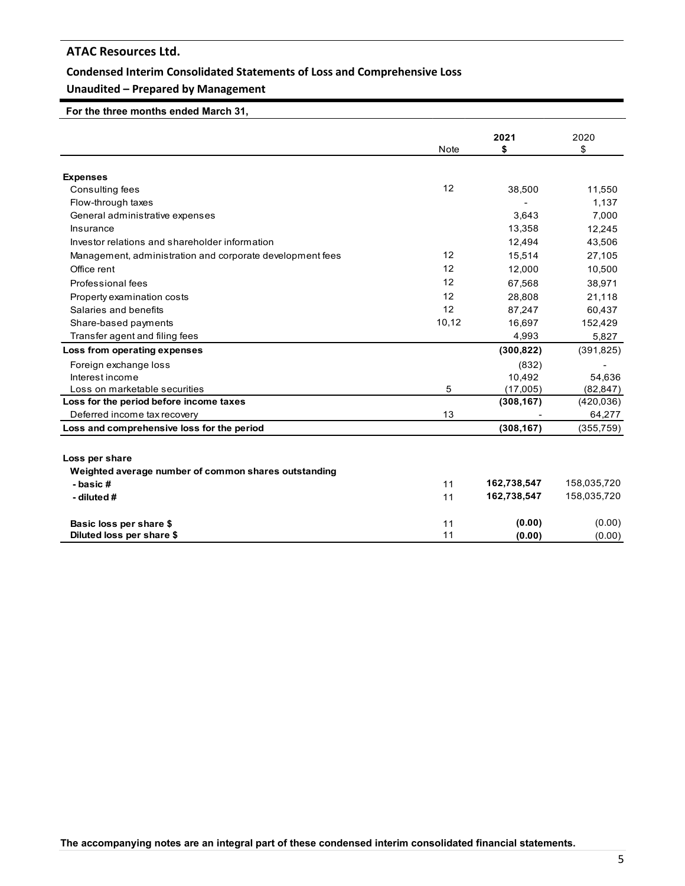# ATAC Resources Ltd.

## Condensed Interim Consolidated Statements of Loss and Comprehensive Loss

### Unaudited – Prepared by Management

**For the three months ended March 31,**

| | Note | **2021** **$** | 2020 $ |
|---|---|---|---|
| **Expenses** | | | |
| Consulting fees | 12 | 38,500 | 11,550 |
| Flow-through taxes | | - | 1,137 |
| General administrative expenses | | 3,643 | 7,000 |
| Insurance | | 13,358 | 12,245 |
| Investor relations and shareholder information | | 12,494 | 43,506 |
| Management, administration and corporate development fees | 12 | 15,514 | 27,105 |
| Office rent | 12 | 12,000 | 10,500 |
| Professional fees | 12 | 67,568 | 38,971 |
| Property examination costs | 12 | 28,808 | 21,118 |
| Salaries and benefits | 12 | 87,247 | 60,437 |
| Share-based payments | 10,12 | 16,697 | 152,429 |
| Transfer agent and filing fees | | 4,993 | 5,827 |
| **Loss from operating expenses** | | **(300,822)** | (391,825) |
| Foreign exchange loss | | (832) | - |
| Interest income | | 10,492 | 54,636 |
| Loss on marketable securities | 5 | (17,005) | (82,847) |
| **Loss for the period before income taxes** | | **(308,167)** | (420,036) |
| Deferred income tax recovery | 13 | - | 64,277 |
| **Loss and comprehensive loss for the period** | | **(308,167)** | (355,759) |
| | | | |
| **Loss per share** | | | |
| **Weighted average number of common shares outstanding** | | | |
| **- basic #** | 11 | **162,738,547** | 158,035,720 |
| **- diluted #** | 11 | **162,738,547** | 158,035,720 |
| | | | |
| **Basic loss per share $** | 11 | **(0.00)** | (0.00) |
| **Diluted loss per share $** | 11 | **(0.00)** | (0.00) |

**The accompanying notes are an integral part of these condensed interim consolidated financial statements.**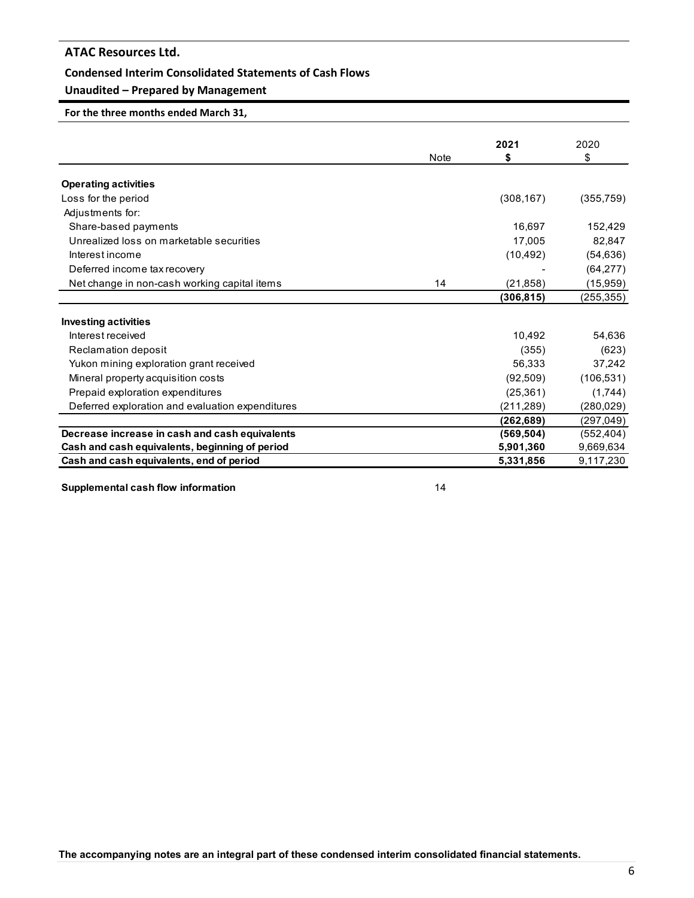# ATAC Resources Ltd.

## Condensed Interim Consolidated Statements of Cash Flows

## Unaudited – Prepared by Management

**For the three months ended March 31,**

| | Note | **2021** **$** | 2020 $ |
|---|---|---|---|
| **Operating activities** | | | |
| Loss for the period | | (308,167) | (355,759) |
| Adjustments for: | | | |
| Share-based payments | | 16,697 | 152,429 |
| Unrealized loss on marketable securities | | 17,005 | 82,847 |
| Interest income | | (10,492) | (54,636) |
| Deferred income tax recovery | | - | (64,277) |
| Net change in non-cash working capital items | 14 | (21,858) | (15,959) |
| | | **(306,815)** | (255,355) |
| **Investing activities** | | | |
| Interest received | | 10,492 | 54,636 |
| Reclamation deposit | | (355) | (623) |
| Yukon mining exploration grant received | | 56,333 | 37,242 |
| Mineral property acquisition costs | | (92,509) | (106,531) |
| Prepaid exploration expenditures | | (25,361) | (1,744) |
| Deferred exploration and evaluation expenditures | | (211,289) | (280,029) |
| | | **(262,689)** | (297,049) |
| **Decrease increase in cash and cash equivalents** | | **(569,504)** | (552,404) |
| **Cash and cash equivalents, beginning of period** | | **5,901,360** | 9,669,634 |
| **Cash and cash equivalents, end of period** | | **5,331,856** | 9,117,230 |

**Supplemental cash flow information** 14

**The accompanying notes are an integral part of these condensed interim consolidated financial statements.**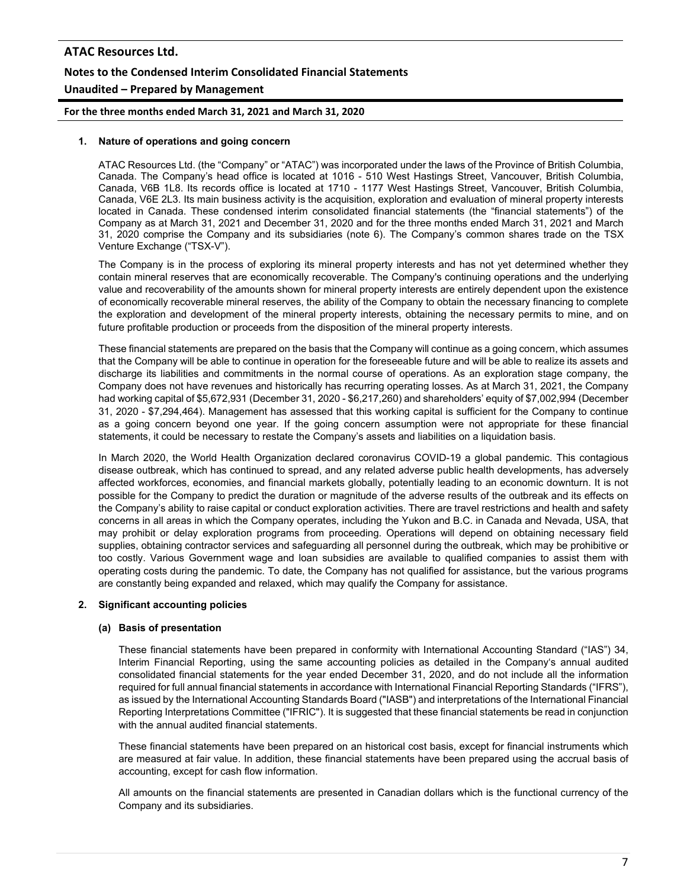## 1. Nature of operations and going concern

ATAC Resources Ltd. (the "Company" or "ATAC") was incorporated under the laws of the Province of British Columbia, Canada. The Company's head office is located at 1016 - 510 West Hastings Street, Vancouver, British Columbia, Canada, V6B 1L8. Its records office is located at 1710 - 1177 West Hastings Street, Vancouver, British Columbia, Canada, V6E 2L3. Its main business activity is the acquisition, exploration and evaluation of mineral property interests located in Canada. These condensed interim consolidated financial statements (the "financial statements") of the Company as at March 31, 2021 and December 31, 2020 and for the three months ended March 31, 2021 and March 31, 2020 comprise the Company and its subsidiaries (note 6). The Company's common shares trade on the TSX Venture Exchange ("TSX-V").

The Company is in the process of exploring its mineral property interests and has not yet determined whether they contain mineral reserves that are economically recoverable. The Company's continuing operations and the underlying value and recoverability of the amounts shown for mineral property interests are entirely dependent upon the existence of economically recoverable mineral reserves, the ability of the Company to obtain the necessary financing to complete the exploration and development of the mineral property interests, obtaining the necessary permits to mine, and on future profitable production or proceeds from the disposition of the mineral property interests.

These financial statements are prepared on the basis that the Company will continue as a going concern, which assumes that the Company will be able to continue in operation for the foreseeable future and will be able to realize its assets and discharge its liabilities and commitments in the normal course of operations. As an exploration stage company, the Company does not have revenues and historically has recurring operating losses. As at March 31, 2021, the Company had working capital of $5,672,931 (December 31, 2020 - $6,217,260) and shareholders' equity of $7,002,994 (December 31, 2020 - $7,294,464). Management has assessed that this working capital is sufficient for the Company to continue as a going concern beyond one year. If the going concern assumption were not appropriate for these financial statements, it could be necessary to restate the Company's assets and liabilities on a liquidation basis.

In March 2020, the World Health Organization declared coronavirus COVID-19 a global pandemic. This contagious disease outbreak, which has continued to spread, and any related adverse public health developments, has adversely affected workforces, economies, and financial markets globally, potentially leading to an economic downturn. It is not possible for the Company to predict the duration or magnitude of the adverse results of the outbreak and its effects on the Company's ability to raise capital or conduct exploration activities. There are travel restrictions and health and safety concerns in all areas in which the Company operates, including the Yukon and B.C. in Canada and Nevada, USA, that may prohibit or delay exploration programs from proceeding. Operations will depend on obtaining necessary field supplies, obtaining contractor services and safeguarding all personnel during the outbreak, which may be prohibitive or too costly. Various Government wage and loan subsidies are available to qualified companies to assist them with operating costs during the pandemic. To date, the Company has not qualified for assistance, but the various programs are constantly being expanded and relaxed, which may qualify the Company for assistance.

## 2. Significant accounting policies

### (a) Basis of presentation

These financial statements have been prepared in conformity with International Accounting Standard ("IAS") 34, Interim Financial Reporting, using the same accounting policies as detailed in the Company's annual audited consolidated financial statements for the year ended December 31, 2020, and do not include all the information required for full annual financial statements in accordance with International Financial Reporting Standards ("IFRS"), as issued by the International Accounting Standards Board ("IASB") and interpretations of the International Financial Reporting Interpretations Committee ("IFRIC"). It is suggested that these financial statements be read in conjunction with the annual audited financial statements.

These financial statements have been prepared on an historical cost basis, except for financial instruments which are measured at fair value. In addition, these financial statements have been prepared using the accrual basis of accounting, except for cash flow information.

All amounts on the financial statements are presented in Canadian dollars which is the functional currency of the Company and its subsidiaries.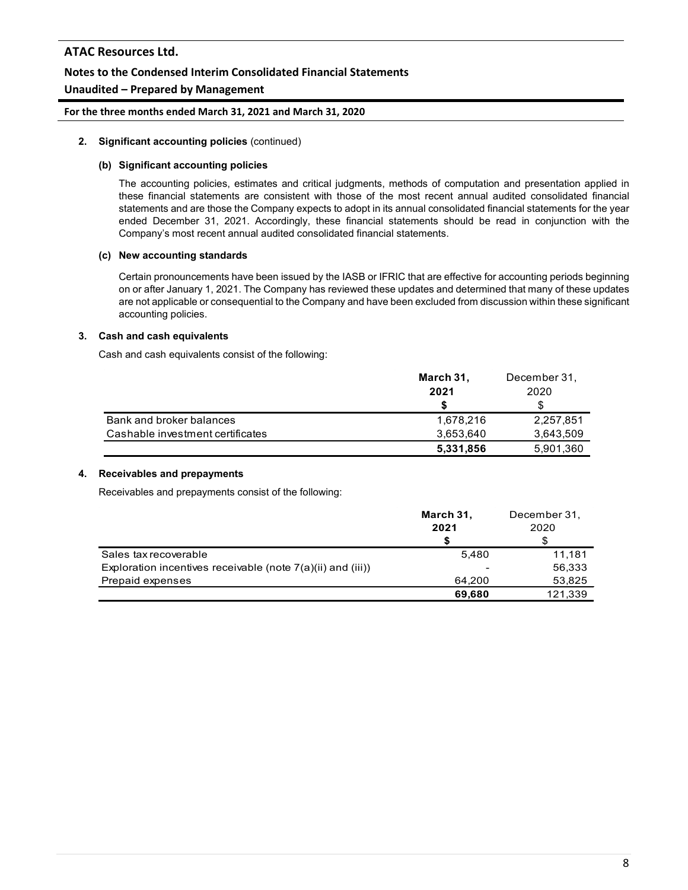## 2. Significant accounting policies (continued)

### (b) Significant accounting policies

The accounting policies, estimates and critical judgments, methods of computation and presentation applied in these financial statements are consistent with those of the most recent annual audited consolidated financial statements and are those the Company expects to adopt in its annual consolidated financial statements for the year ended December 31, 2021. Accordingly, these financial statements should be read in conjunction with the Company's most recent annual audited consolidated financial statements.

### (c) New accounting standards

Certain pronouncements have been issued by the IASB or IFRIC that are effective for accounting periods beginning on or after January 1, 2021. The Company has reviewed these updates and determined that many of these updates are not applicable or consequential to the Company and have been excluded from discussion within these significant accounting policies.

## 3. Cash and cash equivalents

Cash and cash equivalents consist of the following:

| | **March 31, 2021 $** | December 31, 2020 $ |
|---|---|---|
| Bank and broker balances | 1,678,216 | 2,257,851 |
| Cashable investment certificates | 3,653,640 | 3,643,509 |
| | **5,331,856** | 5,901,360 |

## 4. Receivables and prepayments

Receivables and prepayments consist of the following:

| | **March 31, 2021 $** | December 31, 2020 $ |
|---|---|---|
| Sales tax recoverable | 5,480 | 11,181 |
| Exploration incentives receivable (note 7(a)(ii) and (iii)) | - | 56,333 |
| Prepaid expenses | 64,200 | 53,825 |
| | **69,680** | 121,339 |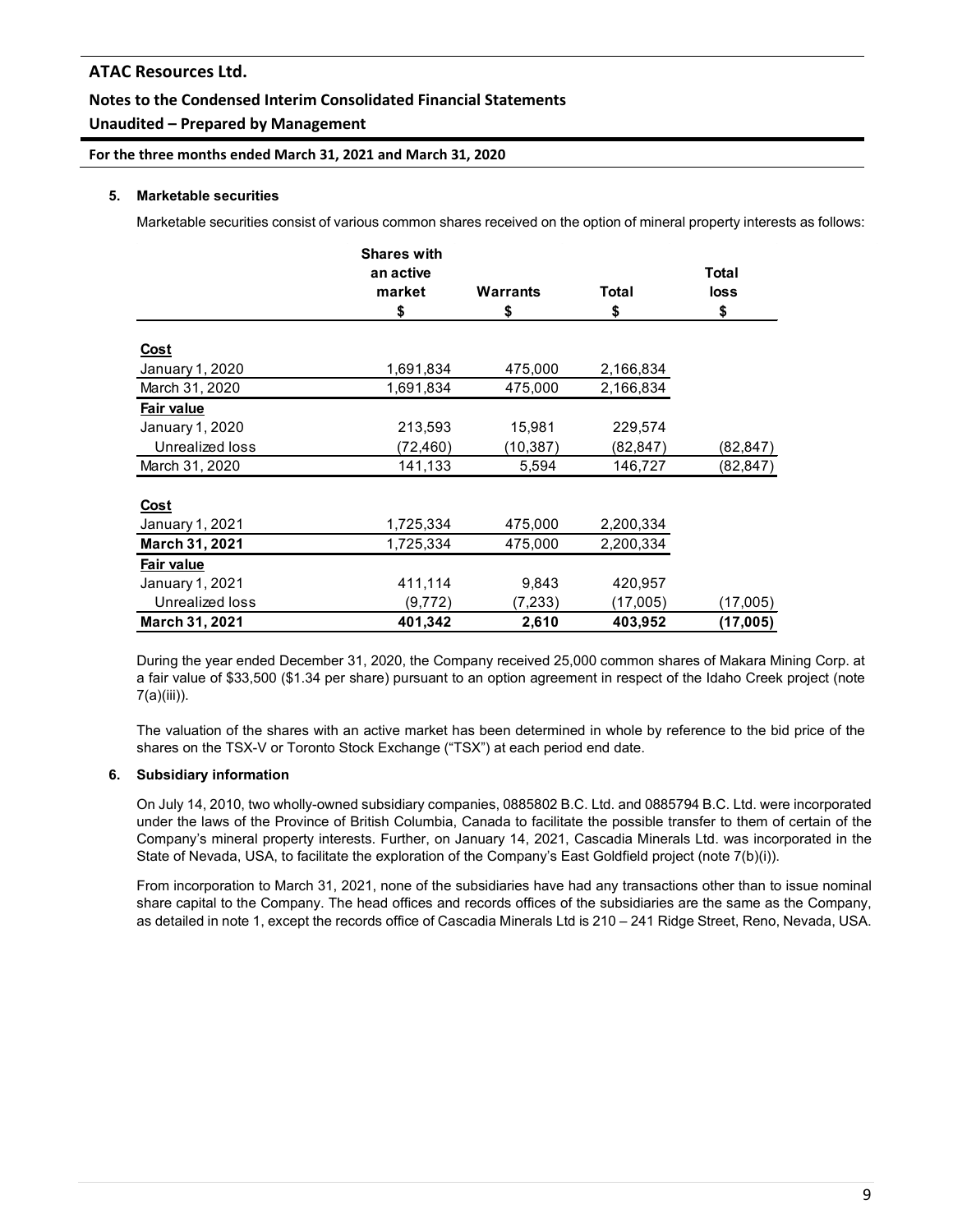### 5. Marketable securities

Marketable securities consist of various common shares received on the option of mineral property interests as follows:

| | Shares with an active market<br>$ | Warrants<br>$ | Total<br>$ | Total loss<br>$ |
|---|---|---|---|---|
| **Cost** | | | | |
| January 1, 2020 | 1,691,834 | 475,000 | 2,166,834 | |
| March 31, 2020 | 1,691,834 | 475,000 | 2,166,834 | |
| **Fair value** | | | | |
| January 1, 2020 | 213,593 | 15,981 | 229,574 | |
| Unrealized loss | (72,460) | (10,387) | (82,847) | (82,847) |
| March 31, 2020 | 141,133 | 5,594 | 146,727 | (82,847) |
| | | | | |
| **Cost** | | | | |
| January 1, 2021 | 1,725,334 | 475,000 | 2,200,334 | |
| **March 31, 2021** | 1,725,334 | 475,000 | 2,200,334 | |
| **Fair value** | | | | |
| January 1, 2021 | 411,114 | 9,843 | 420,957 | |
| Unrealized loss | (9,772) | (7,233) | (17,005) | (17,005) |
| **March 31, 2021** | **401,342** | **2,610** | **403,952** | **(17,005)** |

During the year ended December 31, 2020, the Company received 25,000 common shares of Makara Mining Corp. at a fair value of $33,500 ($1.34 per share) pursuant to an option agreement in respect of the Idaho Creek project (note 7(a)(iii)).

The valuation of the shares with an active market has been determined in whole by reference to the bid price of the shares on the TSX-V or Toronto Stock Exchange ("TSX") at each period end date.

### 6. Subsidiary information

On July 14, 2010, two wholly-owned subsidiary companies, 0885802 B.C. Ltd. and 0885794 B.C. Ltd. were incorporated under the laws of the Province of British Columbia, Canada to facilitate the possible transfer to them of certain of the Company's mineral property interests. Further, on January 14, 2021, Cascadia Minerals Ltd. was incorporated in the State of Nevada, USA, to facilitate the exploration of the Company's East Goldfield project (note 7(b)(i)).

From incorporation to March 31, 2021, none of the subsidiaries have had any transactions other than to issue nominal share capital to the Company. The head offices and records offices of the subsidiaries are the same as the Company, as detailed in note 1, except the records office of Cascadia Minerals Ltd is 210 – 241 Ridge Street, Reno, Nevada, USA.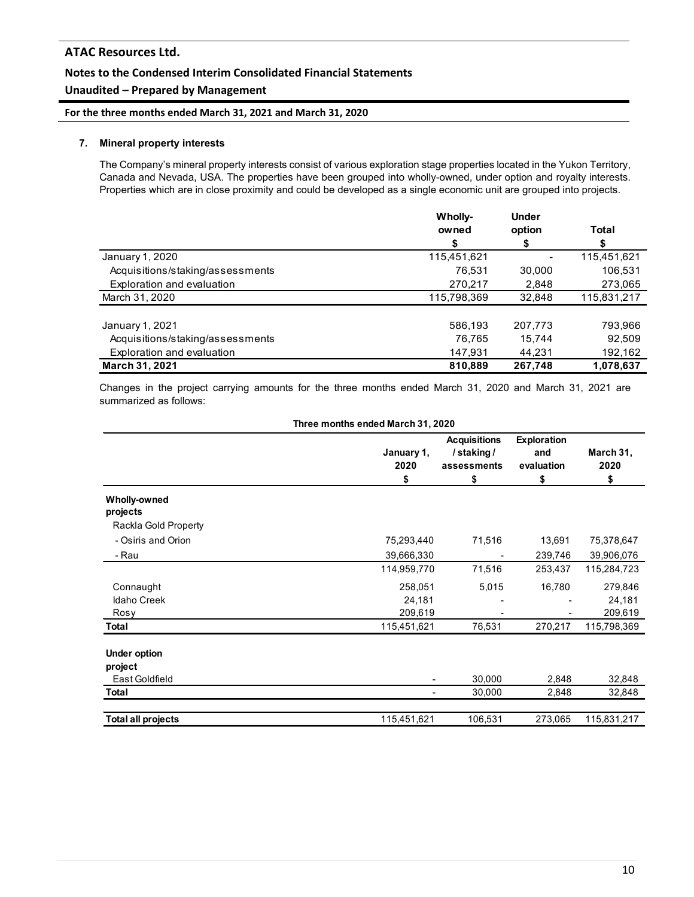**ATAC Resources Ltd.**

**Notes to the Condensed Interim Consolidated Financial Statements**

**Unaudited – Prepared by Management**

**For the three months ended March 31, 2021 and March 31, 2020**

### 7. Mineral property interests

The Company's mineral property interests consist of various exploration stage properties located in the Yukon Territory, Canada and Nevada, USA. The properties have been grouped into wholly-owned, under option and royalty interests. Properties which are in close proximity and could be developed as a single economic unit are grouped into projects.

| | Wholly-owned | Under option | Total |
|---|---|---|---|
| | $ | $ | $ |
| January 1, 2020 | 115,451,621 | - | 115,451,621 |
| Acquisitions/staking/assessments | 76,531 | 30,000 | 106,531 |
| Exploration and evaluation | 270,217 | 2,848 | 273,065 |
| March 31, 2020 | 115,798,369 | 32,848 | 115,831,217 |
| | | | |
| January 1, 2021 | 586,193 | 207,773 | 793,966 |
| Acquisitions/staking/assessments | 76,765 | 15,744 | 92,509 |
| Exploration and evaluation | 147,931 | 44,231 | 192,162 |
| **March 31, 2021** | **810,889** | **267,748** | **1,078,637** |

Changes in the project carrying amounts for the three months ended March 31, 2020 and March 31, 2021 are summarized as follows:

**Three months ended March 31, 2020**

| | January 1, 2020 | Acquisitions / staking / assessments | Exploration and evaluation | March 31, 2020 |
|---|---|---|---|---|
| | $ | $ | $ | $ |
| **Wholly-owned projects** | | | | |
| Rackla Gold Property | | | | |
| - Osiris and Orion | 75,293,440 | 71,516 | 13,691 | 75,378,647 |
| - Rau | 39,666,330 | - | 239,746 | 39,906,076 |
| | 114,959,770 | 71,516 | 253,437 | 115,284,723 |
| Connaught | 258,051 | 5,015 | 16,780 | 279,846 |
| Idaho Creek | 24,181 | - | - | 24,181 |
| Rosy | 209,619 | - | - | 209,619 |
| **Total** | 115,451,621 | 76,531 | 270,217 | 115,798,369 |
| **Under option project** | | | | |
| East Goldfield | - | 30,000 | 2,848 | 32,848 |
| **Total** | - | 30,000 | 2,848 | 32,848 |
| **Total all projects** | 115,451,621 | 106,531 | 273,065 | 115,831,217 |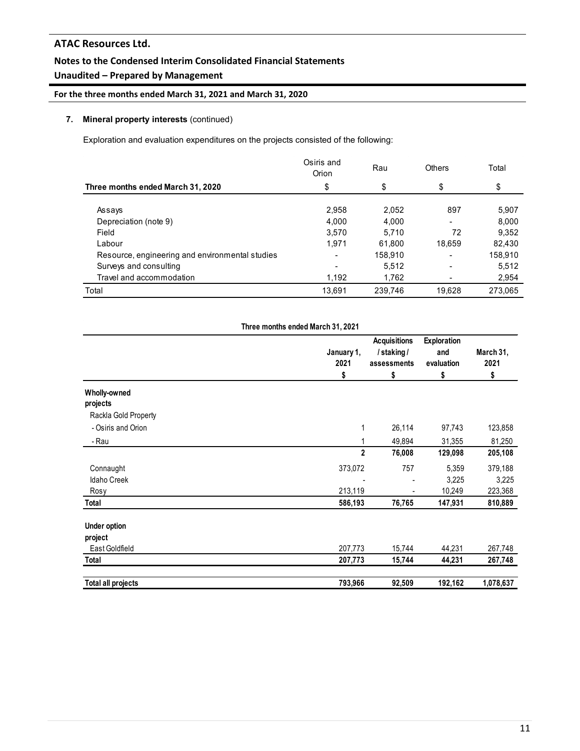**7. Mineral property interests** (continued)

Exploration and evaluation expenditures on the projects consisted of the following:

| Three months ended March 31, 2020 | Osiris and Orion | Rau | Others | Total |
|---|---|---|---|---|
| | $ | $ | $ | $ |
| Assays | 2,958 | 2,052 | 897 | 5,907 |
| Depreciation (note 9) | 4,000 | 4,000 | - | 8,000 |
| Field | 3,570 | 5,710 | 72 | 9,352 |
| Labour | 1,971 | 61,800 | 18,659 | 82,430 |
| Resource, engineering and environmental studies | - | 158,910 | - | 158,910 |
| Surveys and consulting | - | 5,512 | - | 5,512 |
| Travel and accommodation | 1,192 | 1,762 | - | 2,954 |
| Total | 13,691 | 239,746 | 19,628 | 273,065 |

**Three months ended March 31, 2021**

| | January 1, 2021 | Acquisitions / staking / assessments | Exploration and evaluation | March 31, 2021 |
|---|---|---|---|---|
| | $ | $ | $ | $ |
| **Wholly-owned projects** | | | | |
| Rackla Gold Property | | | | |
| - Osiris and Orion | 1 | 26,114 | 97,743 | 123,858 |
| - Rau | 1 | 49,894 | 31,355 | 81,250 |
| | **2** | **76,008** | **129,098** | **205,108** |
| Connaught | 373,072 | 757 | 5,359 | 379,188 |
| Idaho Creek | - | - | 3,225 | 3,225 |
| Rosy | 213,119 | - | 10,249 | 223,368 |
| **Total** | **586,193** | **76,765** | **147,931** | **810,889** |
| **Under option project** | | | | |
| East Goldfield | 207,773 | 15,744 | 44,231 | 267,748 |
| **Total** | **207,773** | **15,744** | **44,231** | **267,748** |
| **Total all projects** | **793,966** | **92,509** | **192,162** | **1,078,637** |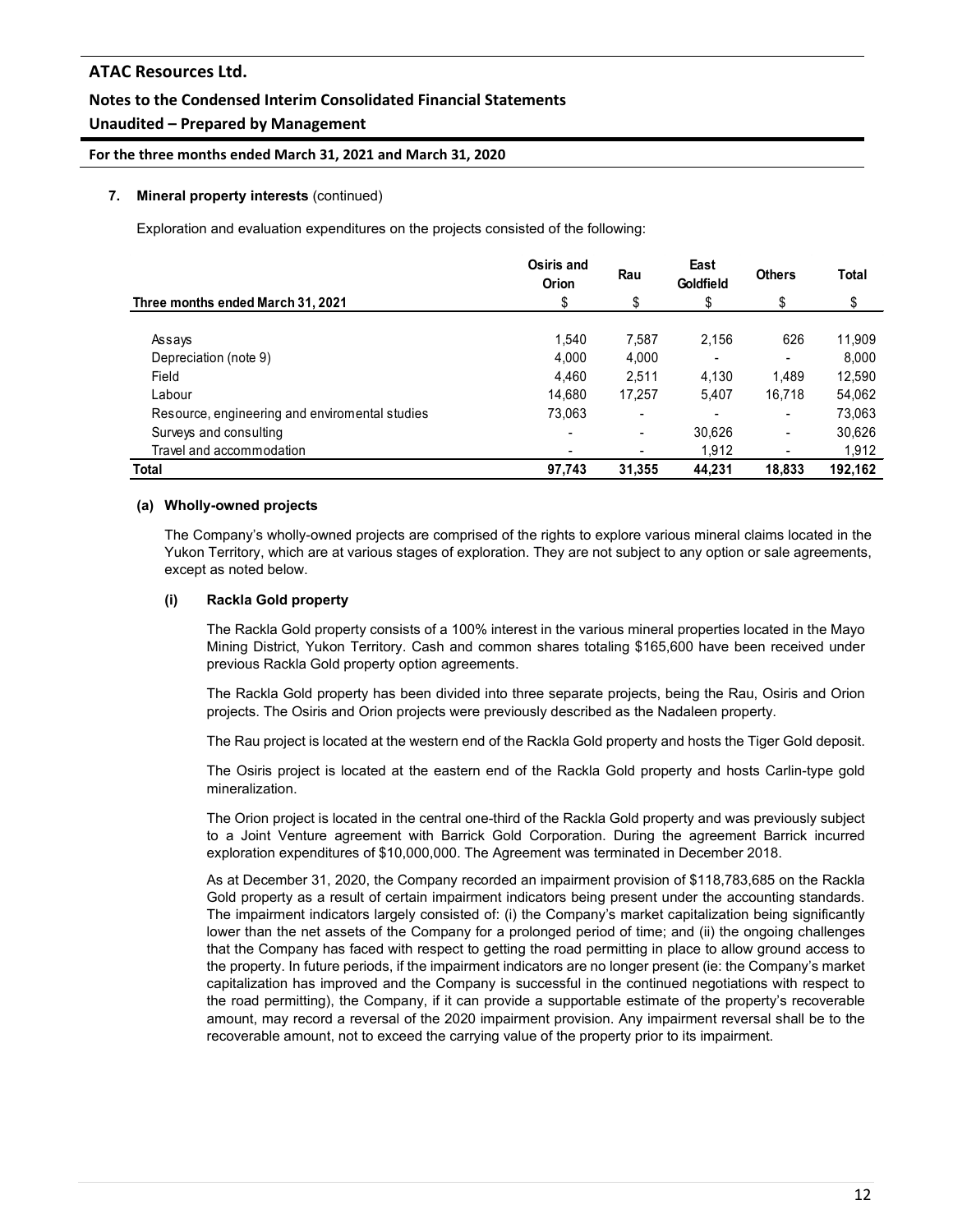## 7. Mineral property interests (continued)

Exploration and evaluation expenditures on the projects consisted of the following:

| Three months ended March 31, 2021 | Osiris and Orion $ | Rau $ | East Goldfield $ | Others $ | Total $ |
|---|---|---|---|---|---|
| Assays | 1,540 | 7,587 | 2,156 | 626 | 11,909 |
| Depreciation (note 9) | 4,000 | 4,000 | - | - | 8,000 |
| Field | 4,460 | 2,511 | 4,130 | 1,489 | 12,590 |
| Labour | 14,680 | 17,257 | 5,407 | 16,718 | 54,062 |
| Resource, engineering and enviromental studies | 73,063 | - | - | - | 73,063 |
| Surveys and consulting | - | - | 30,626 | - | 30,626 |
| Travel and accommodation | - | - | 1,912 | - | 1,912 |
| **Total** | **97,743** | **31,355** | **44,231** | **18,833** | **192,162** |

### (a) Wholly-owned projects

The Company's wholly-owned projects are comprised of the rights to explore various mineral claims located in the Yukon Territory, which are at various stages of exploration. They are not subject to any option or sale agreements, except as noted below.

#### (i) Rackla Gold property

The Rackla Gold property consists of a 100% interest in the various mineral properties located in the Mayo Mining District, Yukon Territory. Cash and common shares totaling $165,600 have been received under previous Rackla Gold property option agreements.

The Rackla Gold property has been divided into three separate projects, being the Rau, Osiris and Orion projects. The Osiris and Orion projects were previously described as the Nadaleen property.

The Rau project is located at the western end of the Rackla Gold property and hosts the Tiger Gold deposit.

The Osiris project is located at the eastern end of the Rackla Gold property and hosts Carlin-type gold mineralization.

The Orion project is located in the central one-third of the Rackla Gold property and was previously subject to a Joint Venture agreement with Barrick Gold Corporation. During the agreement Barrick incurred exploration expenditures of $10,000,000. The Agreement was terminated in December 2018.

As at December 31, 2020, the Company recorded an impairment provision of $118,783,685 on the Rackla Gold property as a result of certain impairment indicators being present under the accounting standards. The impairment indicators largely consisted of: (i) the Company's market capitalization being significantly lower than the net assets of the Company for a prolonged period of time; and (ii) the ongoing challenges that the Company has faced with respect to getting the road permitting in place to allow ground access to the property. In future periods, if the impairment indicators are no longer present (ie: the Company's market capitalization has improved and the Company is successful in the continued negotiations with respect to the road permitting), the Company, if it can provide a supportable estimate of the property's recoverable amount, may record a reversal of the 2020 impairment provision. Any impairment reversal shall be to the recoverable amount, not to exceed the carrying value of the property prior to its impairment.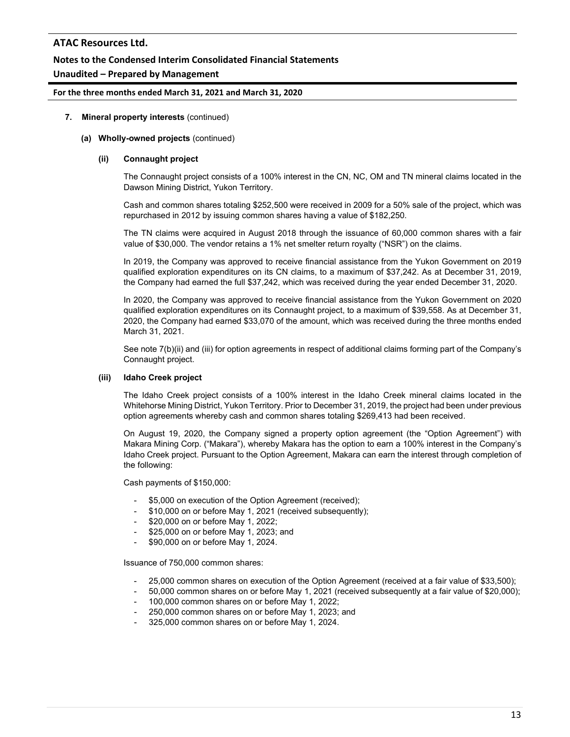## 7. Mineral property interests (continued)

### (a) Wholly-owned projects (continued)

#### (ii) Connaught project

The Connaught project consists of a 100% interest in the CN, NC, OM and TN mineral claims located in the Dawson Mining District, Yukon Territory.

Cash and common shares totaling $252,500 were received in 2009 for a 50% sale of the project, which was repurchased in 2012 by issuing common shares having a value of $182,250.

The TN claims were acquired in August 2018 through the issuance of 60,000 common shares with a fair value of $30,000. The vendor retains a 1% net smelter return royalty ("NSR") on the claims.

In 2019, the Company was approved to receive financial assistance from the Yukon Government on 2019 qualified exploration expenditures on its CN claims, to a maximum of $37,242. As at December 31, 2019, the Company had earned the full $37,242, which was received during the year ended December 31, 2020.

In 2020, the Company was approved to receive financial assistance from the Yukon Government on 2020 qualified exploration expenditures on its Connaught project, to a maximum of $39,558. As at December 31, 2020, the Company had earned $33,070 of the amount, which was received during the three months ended March 31, 2021.

See note 7(b)(ii) and (iii) for option agreements in respect of additional claims forming part of the Company's Connaught project.

#### (iii) Idaho Creek project

The Idaho Creek project consists of a 100% interest in the Idaho Creek mineral claims located in the Whitehorse Mining District, Yukon Territory. Prior to December 31, 2019, the project had been under previous option agreements whereby cash and common shares totaling $269,413 had been received.

On August 19, 2020, the Company signed a property option agreement (the "Option Agreement") with Makara Mining Corp. ("Makara"), whereby Makara has the option to earn a 100% interest in the Company's Idaho Creek project. Pursuant to the Option Agreement, Makara can earn the interest through completion of the following:

Cash payments of $150,000:

- $5,000 on execution of the Option Agreement (received);
- $10,000 on or before May 1, 2021 (received subsequently);
- $20,000 on or before May 1, 2022;
- $25,000 on or before May 1, 2023; and
- $90,000 on or before May 1, 2024.

Issuance of 750,000 common shares:

- 25,000 common shares on execution of the Option Agreement (received at a fair value of $33,500);
- 50,000 common shares on or before May 1, 2021 (received subsequently at a fair value of $20,000);
- 100,000 common shares on or before May 1, 2022;
- 250,000 common shares on or before May 1, 2023; and
- 325,000 common shares on or before May 1, 2024.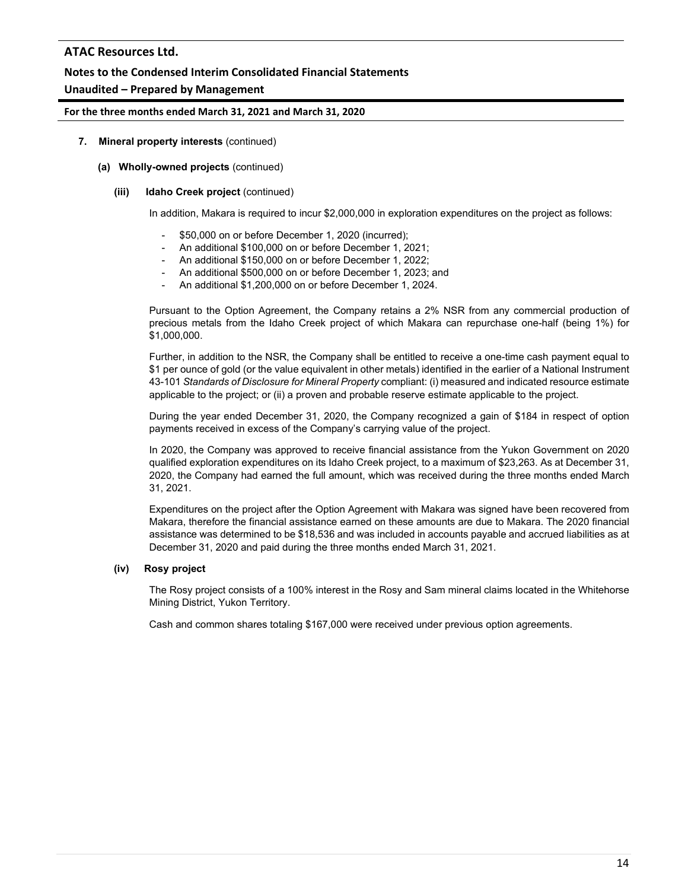**7. Mineral property interests** (continued)

**(a) Wholly-owned projects** (continued)

**(iii) Idaho Creek project** (continued)

In addition, Makara is required to incur $2,000,000 in exploration expenditures on the project as follows:

- $50,000 on or before December 1, 2020 (incurred);
- An additional $100,000 on or before December 1, 2021;
- An additional $150,000 on or before December 1, 2022;
- An additional $500,000 on or before December 1, 2023; and
- An additional $1,200,000 on or before December 1, 2024.

Pursuant to the Option Agreement, the Company retains a 2% NSR from any commercial production of precious metals from the Idaho Creek project of which Makara can repurchase one-half (being 1%) for $1,000,000.

Further, in addition to the NSR, the Company shall be entitled to receive a one-time cash payment equal to $1 per ounce of gold (or the value equivalent in other metals) identified in the earlier of a National Instrument 43-101 *Standards of Disclosure for Mineral Property* compliant: (i) measured and indicated resource estimate applicable to the project; or (ii) a proven and probable reserve estimate applicable to the project.

During the year ended December 31, 2020, the Company recognized a gain of $184 in respect of option payments received in excess of the Company's carrying value of the project.

In 2020, the Company was approved to receive financial assistance from the Yukon Government on 2020 qualified exploration expenditures on its Idaho Creek project, to a maximum of $23,263. As at December 31, 2020, the Company had earned the full amount, which was received during the three months ended March 31, 2021.

Expenditures on the project after the Option Agreement with Makara was signed have been recovered from Makara, therefore the financial assistance earned on these amounts are due to Makara. The 2020 financial assistance was determined to be $18,536 and was included in accounts payable and accrued liabilities as at December 31, 2020 and paid during the three months ended March 31, 2021.

**(iv) Rosy project**

The Rosy project consists of a 100% interest in the Rosy and Sam mineral claims located in the Whitehorse Mining District, Yukon Territory.

Cash and common shares totaling $167,000 were received under previous option agreements.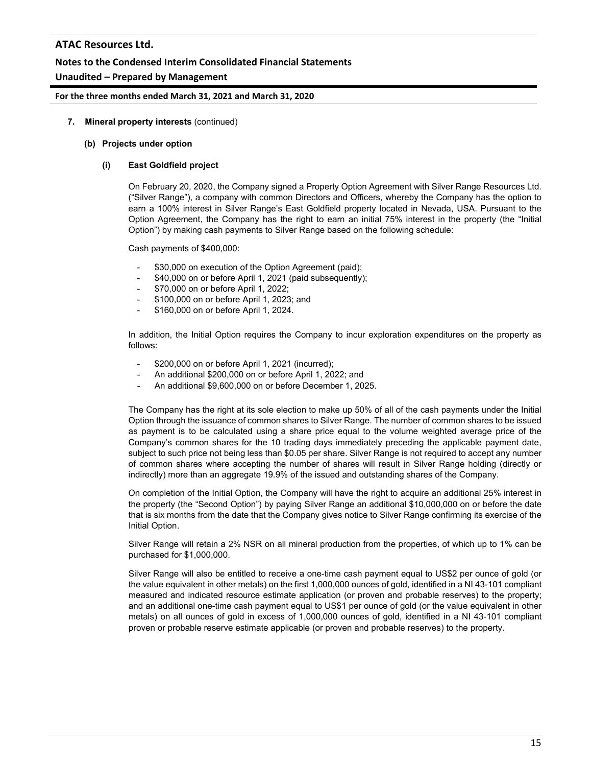## 7. Mineral property interests (continued)

### (b) Projects under option

#### (i) East Goldfield project

On February 20, 2020, the Company signed a Property Option Agreement with Silver Range Resources Ltd. ("Silver Range"), a company with common Directors and Officers, whereby the Company has the option to earn a 100% interest in Silver Range's East Goldfield property located in Nevada, USA. Pursuant to the Option Agreement, the Company has the right to earn an initial 75% interest in the property (the "Initial Option") by making cash payments to Silver Range based on the following schedule:

Cash payments of $400,000:

- $30,000 on execution of the Option Agreement (paid);
- $40,000 on or before April 1, 2021 (paid subsequently);
- $70,000 on or before April 1, 2022;
- $100,000 on or before April 1, 2023; and
- $160,000 on or before April 1, 2024.

In addition, the Initial Option requires the Company to incur exploration expenditures on the property as follows:

- $200,000 on or before April 1, 2021 (incurred);
- An additional $200,000 on or before April 1, 2022; and
- An additional $9,600,000 on or before December 1, 2025.

The Company has the right at its sole election to make up 50% of all of the cash payments under the Initial Option through the issuance of common shares to Silver Range. The number of common shares to be issued as payment is to be calculated using a share price equal to the volume weighted average price of the Company's common shares for the 10 trading days immediately preceding the applicable payment date, subject to such price not being less than $0.05 per share. Silver Range is not required to accept any number of common shares where accepting the number of shares will result in Silver Range holding (directly or indirectly) more than an aggregate 19.9% of the issued and outstanding shares of the Company.

On completion of the Initial Option, the Company will have the right to acquire an additional 25% interest in the property (the "Second Option") by paying Silver Range an additional $10,000,000 on or before the date that is six months from the date that the Company gives notice to Silver Range confirming its exercise of the Initial Option.

Silver Range will retain a 2% NSR on all mineral production from the properties, of which up to 1% can be purchased for $1,000,000.

Silver Range will also be entitled to receive a one-time cash payment equal to US$2 per ounce of gold (or the value equivalent in other metals) on the first 1,000,000 ounces of gold, identified in a NI 43-101 compliant measured and indicated resource estimate application (or proven and probable reserves) to the property; and an additional one-time cash payment equal to US$1 per ounce of gold (or the value equivalent in other metals) on all ounces of gold in excess of 1,000,000 ounces of gold, identified in a NI 43-101 compliant proven or probable reserve estimate applicable (or proven and probable reserves) to the property.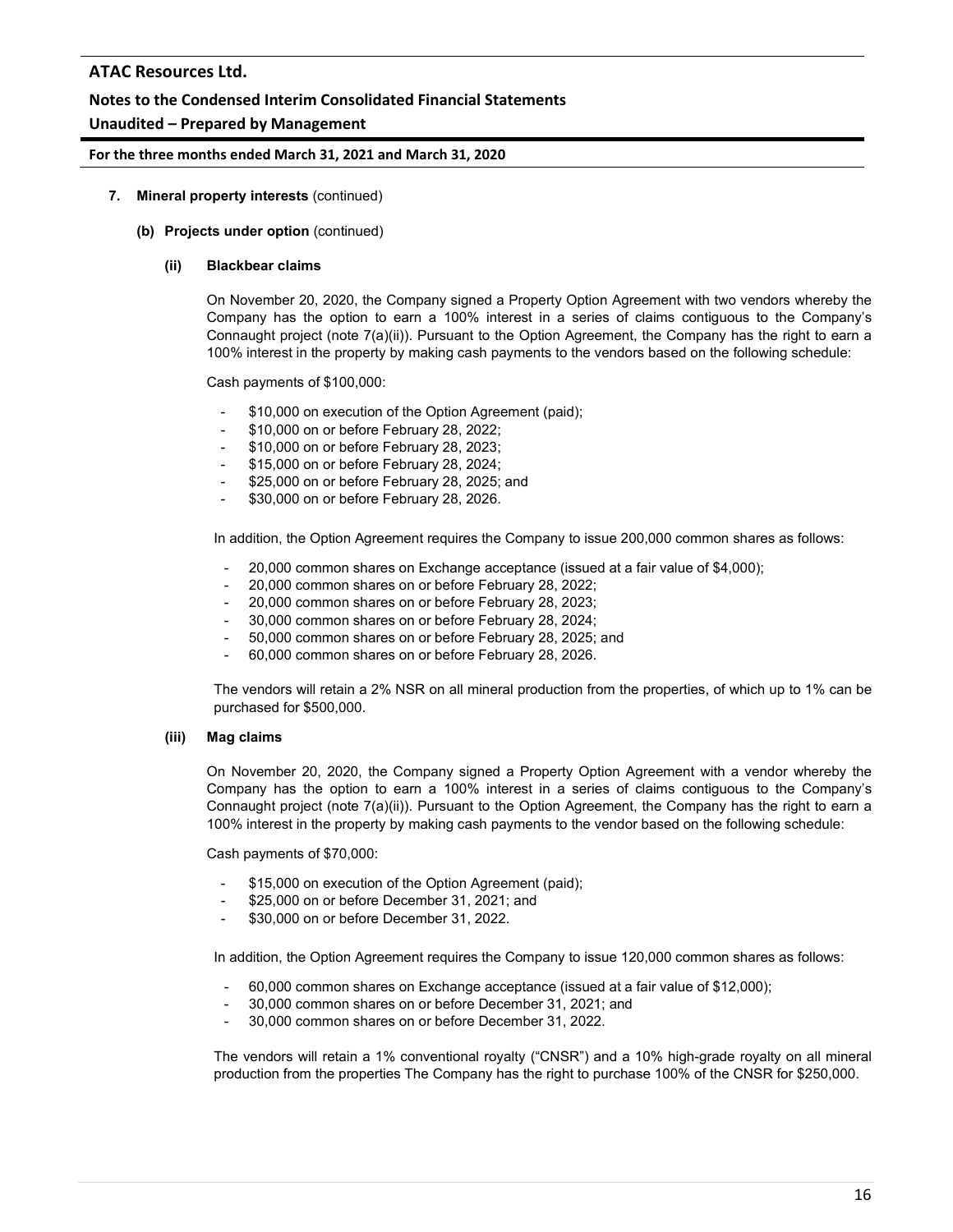7. **Mineral property interests** (continued)

**(b) Projects under option** (continued)

**(ii) Blackbear claims**

On November 20, 2020, the Company signed a Property Option Agreement with two vendors whereby the Company has the option to earn a 100% interest in a series of claims contiguous to the Company's Connaught project (note 7(a)(ii)). Pursuant to the Option Agreement, the Company has the right to earn a 100% interest in the property by making cash payments to the vendors based on the following schedule:

Cash payments of $100,000:

- $10,000 on execution of the Option Agreement (paid);
- $10,000 on or before February 28, 2022;
- $10,000 on or before February 28, 2023;
- $15,000 on or before February 28, 2024;
- $25,000 on or before February 28, 2025; and
- $30,000 on or before February 28, 2026.

In addition, the Option Agreement requires the Company to issue 200,000 common shares as follows:

- 20,000 common shares on Exchange acceptance (issued at a fair value of $4,000);
- 20,000 common shares on or before February 28, 2022;
- 20,000 common shares on or before February 28, 2023;
- 30,000 common shares on or before February 28, 2024;
- 50,000 common shares on or before February 28, 2025; and
- 60,000 common shares on or before February 28, 2026.

The vendors will retain a 2% NSR on all mineral production from the properties, of which up to 1% can be purchased for $500,000.

**(iii) Mag claims**

On November 20, 2020, the Company signed a Property Option Agreement with a vendor whereby the Company has the option to earn a 100% interest in a series of claims contiguous to the Company's Connaught project (note 7(a)(ii)). Pursuant to the Option Agreement, the Company has the right to earn a 100% interest in the property by making cash payments to the vendor based on the following schedule:

Cash payments of $70,000:

- $15,000 on execution of the Option Agreement (paid);
- $25,000 on or before December 31, 2021; and
- $30,000 on or before December 31, 2022.

In addition, the Option Agreement requires the Company to issue 120,000 common shares as follows:

- 60,000 common shares on Exchange acceptance (issued at a fair value of $12,000);
- 30,000 common shares on or before December 31, 2021; and
- 30,000 common shares on or before December 31, 2022.

The vendors will retain a 1% conventional royalty ("CNSR") and a 10% high-grade royalty on all mineral production from the properties The Company has the right to purchase 100% of the CNSR for $250,000.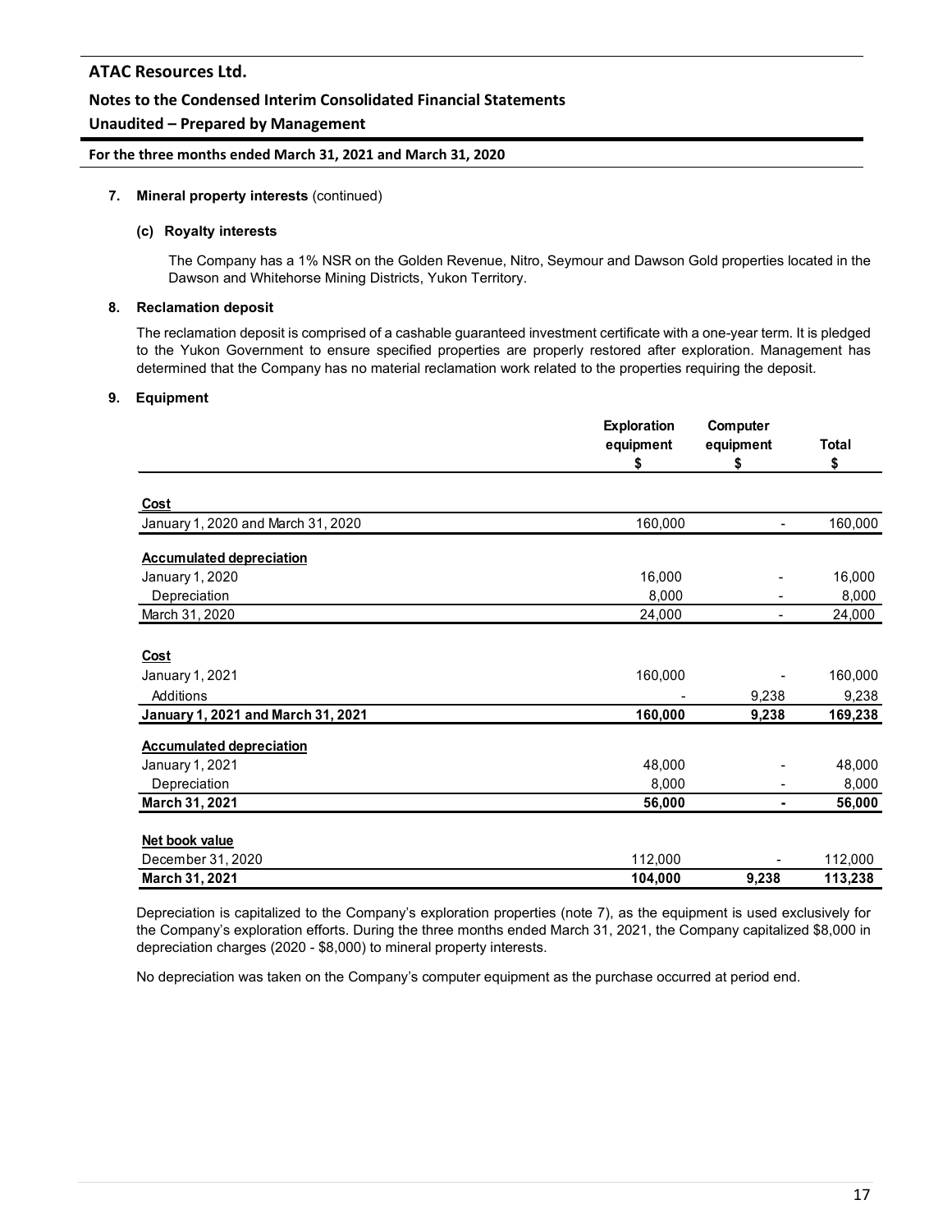### 7. Mineral property interests (continued)

#### (c) Royalty interests

The Company has a 1% NSR on the Golden Revenue, Nitro, Seymour and Dawson Gold properties located in the Dawson and Whitehorse Mining Districts, Yukon Territory.

### 8. Reclamation deposit

The reclamation deposit is comprised of a cashable guaranteed investment certificate with a one-year term. It is pledged to the Yukon Government to ensure specified properties are properly restored after exploration. Management has determined that the Company has no material reclamation work related to the properties requiring the deposit.

### 9. Equipment

| | Exploration equipment $ | Computer equipment $ | Total $ |
|---|---|---|---|
| **Cost** | | | |
| January 1, 2020 and March 31, 2020 | 160,000 | - | 160,000 |
| **Accumulated depreciation** | | | |
| January 1, 2020 | 16,000 | - | 16,000 |
| Depreciation | 8,000 | - | 8,000 |
| March 31, 2020 | 24,000 | - | 24,000 |
| **Cost** | | | |
| January 1, 2021 | 160,000 | - | 160,000 |
| Additions | - | 9,238 | 9,238 |
| **January 1, 2021 and March 31, 2021** | **160,000** | **9,238** | **169,238** |
| **Accumulated depreciation** | | | |
| January 1, 2021 | 48,000 | - | 48,000 |
| Depreciation | 8,000 | - | 8,000 |
| **March 31, 2021** | **56,000** | **-** | **56,000** |
| **Net book value** | | | |
| December 31, 2020 | 112,000 | - | 112,000 |
| **March 31, 2021** | **104,000** | **9,238** | **113,238** |

Depreciation is capitalized to the Company's exploration properties (note 7), as the equipment is used exclusively for the Company's exploration efforts. During the three months ended March 31, 2021, the Company capitalized $8,000 in depreciation charges (2020 - $8,000) to mineral property interests.

No depreciation was taken on the Company's computer equipment as the purchase occurred at period end.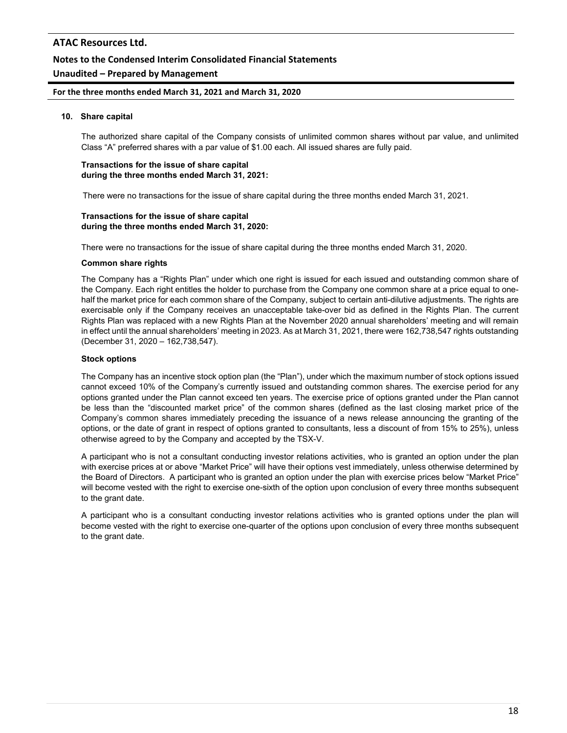## 10. Share capital

The authorized share capital of the Company consists of unlimited common shares without par value, and unlimited Class "A" preferred shares with a par value of $1.00 each. All issued shares are fully paid.

**Transactions for the issue of share capital during the three months ended March 31, 2021:**

There were no transactions for the issue of share capital during the three months ended March 31, 2021.

**Transactions for the issue of share capital during the three months ended March 31, 2020:**

There were no transactions for the issue of share capital during the three months ended March 31, 2020.

**Common share rights**

The Company has a "Rights Plan" under which one right is issued for each issued and outstanding common share of the Company. Each right entitles the holder to purchase from the Company one common share at a price equal to one-half the market price for each common share of the Company, subject to certain anti-dilutive adjustments. The rights are exercisable only if the Company receives an unacceptable take-over bid as defined in the Rights Plan. The current Rights Plan was replaced with a new Rights Plan at the November 2020 annual shareholders' meeting and will remain in effect until the annual shareholders' meeting in 2023. As at March 31, 2021, there were 162,738,547 rights outstanding (December 31, 2020 – 162,738,547).

**Stock options**

The Company has an incentive stock option plan (the "Plan"), under which the maximum number of stock options issued cannot exceed 10% of the Company's currently issued and outstanding common shares. The exercise period for any options granted under the Plan cannot exceed ten years. The exercise price of options granted under the Plan cannot be less than the "discounted market price" of the common shares (defined as the last closing market price of the Company's common shares immediately preceding the issuance of a news release announcing the granting of the options, or the date of grant in respect of options granted to consultants, less a discount of from 15% to 25%), unless otherwise agreed to by the Company and accepted by the TSX-V.

A participant who is not a consultant conducting investor relations activities, who is granted an option under the plan with exercise prices at or above "Market Price" will have their options vest immediately, unless otherwise determined by the Board of Directors. A participant who is granted an option under the plan with exercise prices below "Market Price" will become vested with the right to exercise one-sixth of the option upon conclusion of every three months subsequent to the grant date.

A participant who is a consultant conducting investor relations activities who is granted options under the plan will become vested with the right to exercise one-quarter of the options upon conclusion of every three months subsequent to the grant date.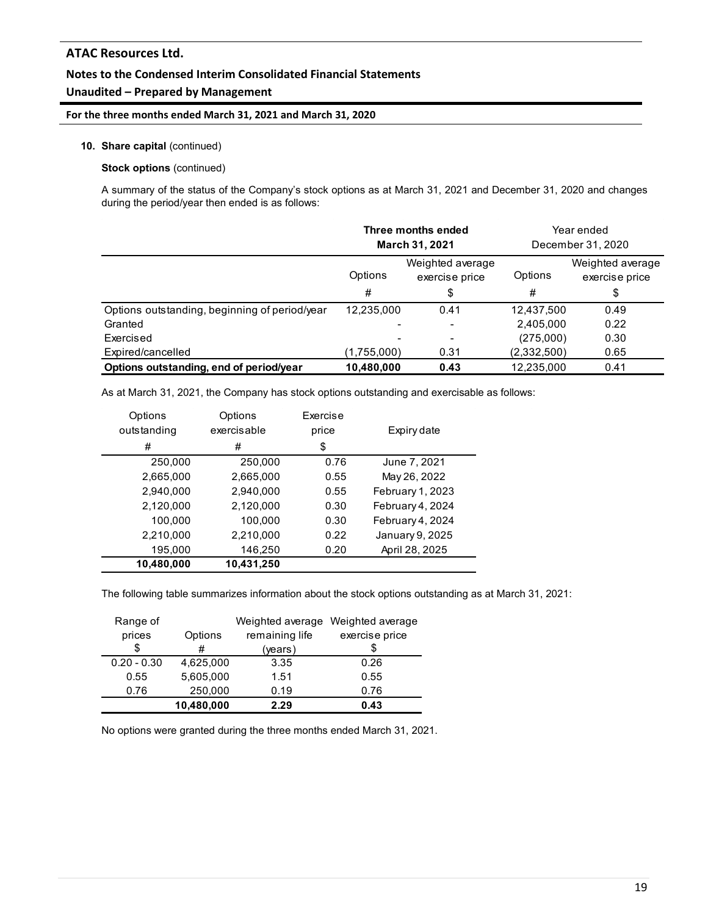**10. Share capital** (continued)

**Stock options** (continued)

A summary of the status of the Company's stock options as at March 31, 2021 and December 31, 2020 and changes during the period/year then ended is as follows:

| | **Three months ended March 31, 2021** | | Year ended December 31, 2020 | |
|---|---|---|---|---|
| | Options | Weighted average exercise price | Options | Weighted average exercise price |
| | # | $ | # | $ |
| Options outstanding, beginning of period/year | 12,235,000 | 0.41 | 12,437,500 | 0.49 |
| Granted | - | - | 2,405,000 | 0.22 |
| Exercised | - | - | (275,000) | 0.30 |
| Expired/cancelled | (1,755,000) | 0.31 | (2,332,500) | 0.65 |
| **Options outstanding, end of period/year** | **10,480,000** | **0.43** | 12,235,000 | 0.41 |

As at March 31, 2021, the Company has stock options outstanding and exercisable as follows:

| Options outstanding # | Options exercisable # | Exercise price $ | Expiry date |
|---|---|---|---|
| 250,000 | 250,000 | 0.76 | June 7, 2021 |
| 2,665,000 | 2,665,000 | 0.55 | May 26, 2022 |
| 2,940,000 | 2,940,000 | 0.55 | February 1, 2023 |
| 2,120,000 | 2,120,000 | 0.30 | February 4, 2024 |
| 100,000 | 100,000 | 0.30 | February 4, 2024 |
| 2,210,000 | 2,210,000 | 0.22 | January 9, 2025 |
| 195,000 | 146,250 | 0.20 | April 28, 2025 |
| **10,480,000** | **10,431,250** | | |

The following table summarizes information about the stock options outstanding as at March 31, 2021:

| Range of prices $ | Options # | Weighted average remaining life (years) | Weighted average exercise price $ |
|---|---|---|---|
| 0.20 - 0.30 | 4,625,000 | 3.35 | 0.26 |
| 0.55 | 5,605,000 | 1.51 | 0.55 |
| 0.76 | 250,000 | 0.19 | 0.76 |
| | **10,480,000** | **2.29** | **0.43** |

No options were granted during the three months ended March 31, 2021.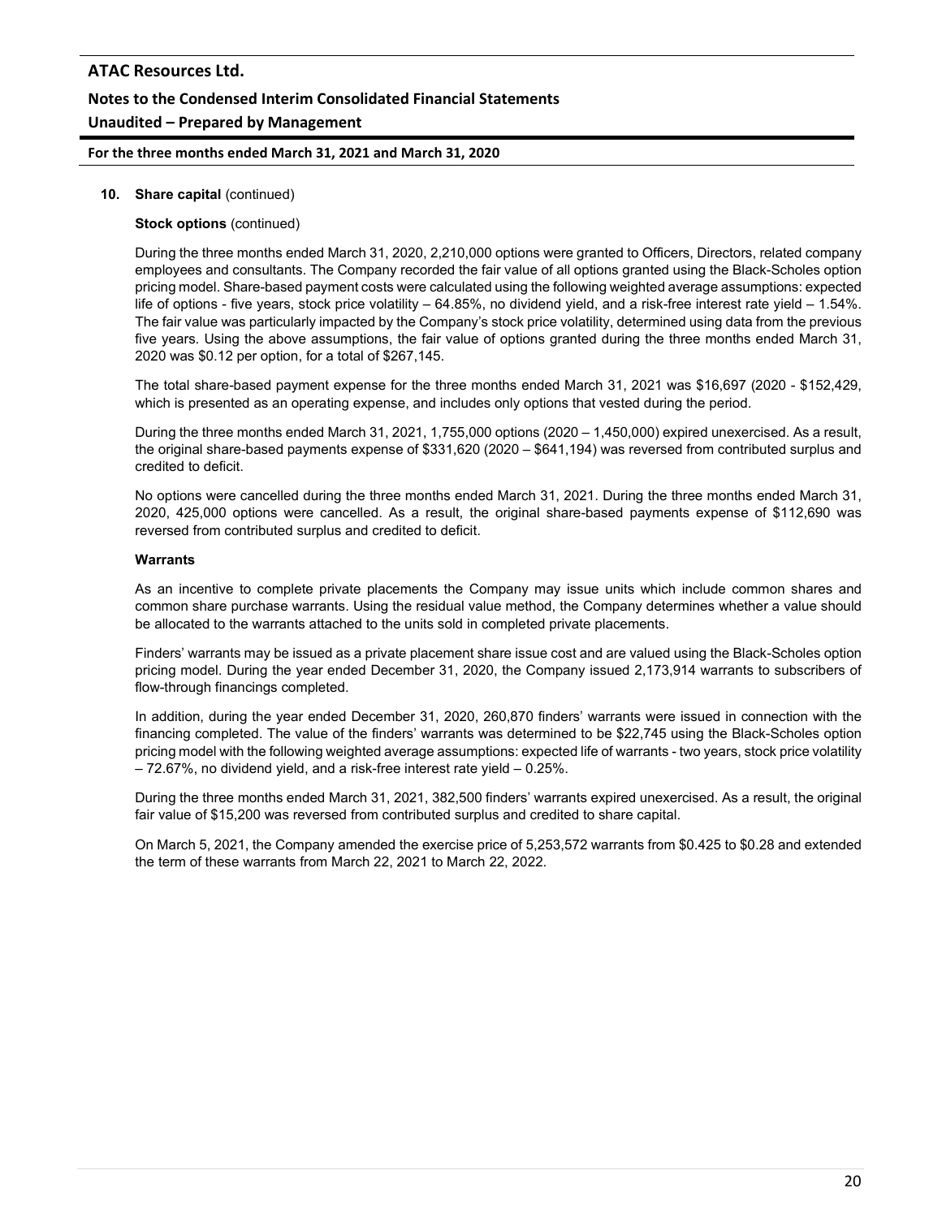**10. Share capital** (continued)

**Stock options** (continued)

During the three months ended March 31, 2020, 2,210,000 options were granted to Officers, Directors, related company employees and consultants. The Company recorded the fair value of all options granted using the Black-Scholes option pricing model. Share-based payment costs were calculated using the following weighted average assumptions: expected life of options - five years, stock price volatility – 64.85%, no dividend yield, and a risk-free interest rate yield – 1.54%. The fair value was particularly impacted by the Company's stock price volatility, determined using data from the previous five years. Using the above assumptions, the fair value of options granted during the three months ended March 31, 2020 was $0.12 per option, for a total of $267,145.

The total share-based payment expense for the three months ended March 31, 2021 was $16,697 (2020 - $152,429, which is presented as an operating expense, and includes only options that vested during the period.

During the three months ended March 31, 2021, 1,755,000 options (2020 – 1,450,000) expired unexercised. As a result, the original share-based payments expense of $331,620 (2020 – $641,194) was reversed from contributed surplus and credited to deficit.

No options were cancelled during the three months ended March 31, 2021. During the three months ended March 31, 2020, 425,000 options were cancelled. As a result, the original share-based payments expense of $112,690 was reversed from contributed surplus and credited to deficit.

**Warrants**

As an incentive to complete private placements the Company may issue units which include common shares and common share purchase warrants. Using the residual value method, the Company determines whether a value should be allocated to the warrants attached to the units sold in completed private placements.

Finders' warrants may be issued as a private placement share issue cost and are valued using the Black-Scholes option pricing model. During the year ended December 31, 2020, the Company issued 2,173,914 warrants to subscribers of flow-through financings completed.

In addition, during the year ended December 31, 2020, 260,870 finders' warrants were issued in connection with the financing completed. The value of the finders' warrants was determined to be $22,745 using the Black-Scholes option pricing model with the following weighted average assumptions: expected life of warrants - two years, stock price volatility – 72.67%, no dividend yield, and a risk-free interest rate yield – 0.25%.

During the three months ended March 31, 2021, 382,500 finders' warrants expired unexercised. As a result, the original fair value of $15,200 was reversed from contributed surplus and credited to share capital.

On March 5, 2021, the Company amended the exercise price of 5,253,572 warrants from $0.425 to $0.28 and extended the term of these warrants from March 22, 2021 to March 22, 2022.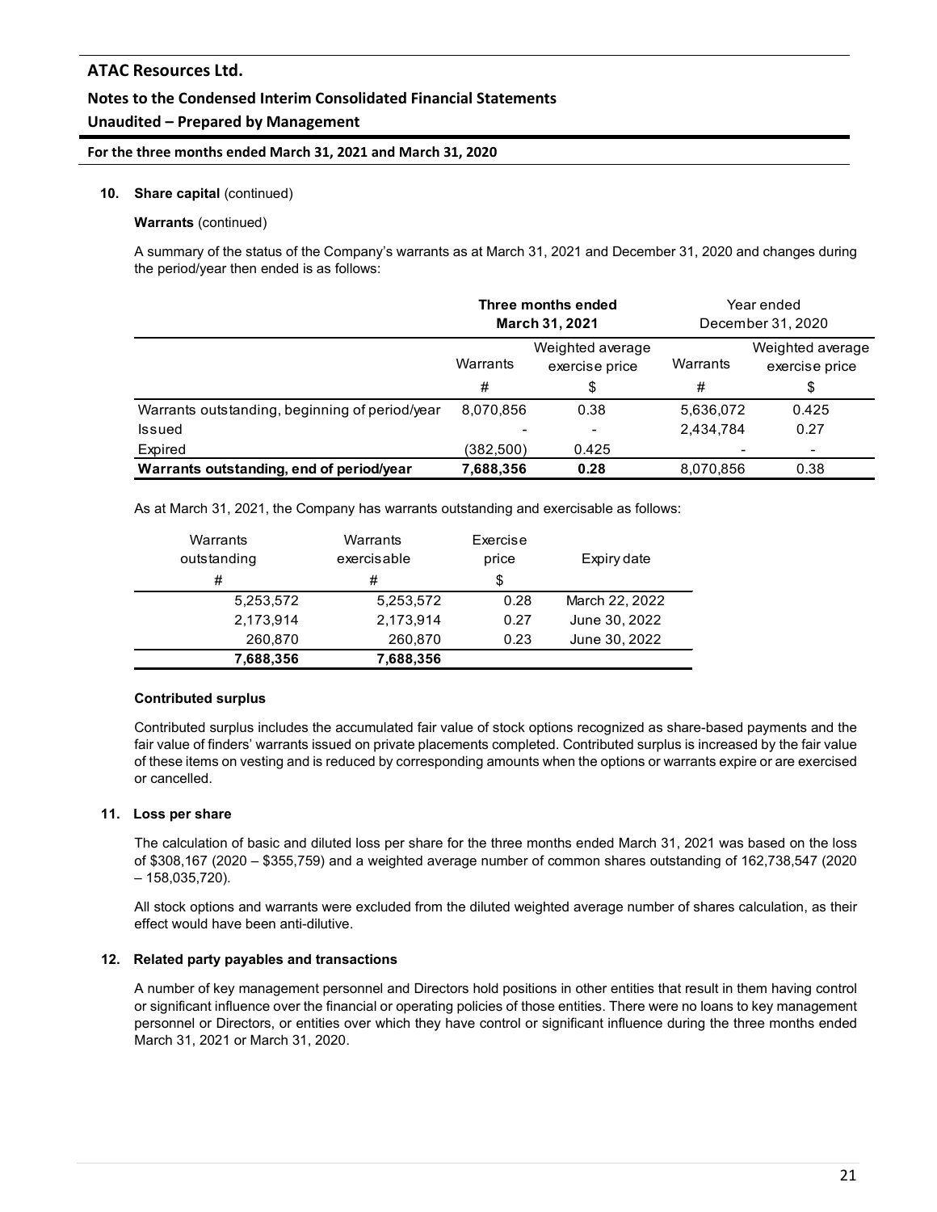**10. Share capital** (continued)

**Warrants** (continued)

A summary of the status of the Company's warrants as at March 31, 2021 and December 31, 2020 and changes during the period/year then ended is as follows:

| | **Three months ended March 31, 2021** | | Year ended December 31, 2020 | |
|---|---|---|---|---|
| | Warrants | Weighted average exercise price | Warrants | Weighted average exercise price |
| | # | $ | # | $ |
| Warrants outstanding, beginning of period/year | 8,070,856 | 0.38 | 5,636,072 | 0.425 |
| Issued | - | - | 2,434,784 | 0.27 |
| Expired | (382,500) | 0.425 | - | - |
| **Warrants outstanding, end of period/year** | **7,688,356** | **0.28** | 8,070,856 | 0.38 |

As at March 31, 2021, the Company has warrants outstanding and exercisable as follows:

| Warrants outstanding | Warrants exercisable | Exercise price | Expiry date |
|---|---|---|---|
| # | # | $ | |
| 5,253,572 | 5,253,572 | 0.28 | March 22, 2022 |
| 2,173,914 | 2,173,914 | 0.27 | June 30, 2022 |
| 260,870 | 260,870 | 0.23 | June 30, 2022 |
| **7,688,356** | **7,688,356** | | |

**Contributed surplus**

Contributed surplus includes the accumulated fair value of stock options recognized as share-based payments and the fair value of finders' warrants issued on private placements completed. Contributed surplus is increased by the fair value of these items on vesting and is reduced by corresponding amounts when the options or warrants expire or are exercised or cancelled.

**11. Loss per share**

The calculation of basic and diluted loss per share for the three months ended March 31, 2021 was based on the loss of $308,167 (2020 – $355,759) and a weighted average number of common shares outstanding of 162,738,547 (2020 – 158,035,720).

All stock options and warrants were excluded from the diluted weighted average number of shares calculation, as their effect would have been anti-dilutive.

**12. Related party payables and transactions**

A number of key management personnel and Directors hold positions in other entities that result in them having control or significant influence over the financial or operating policies of those entities. There were no loans to key management personnel or Directors, or entities over which they have control or significant influence during the three months ended March 31, 2021 or March 31, 2020.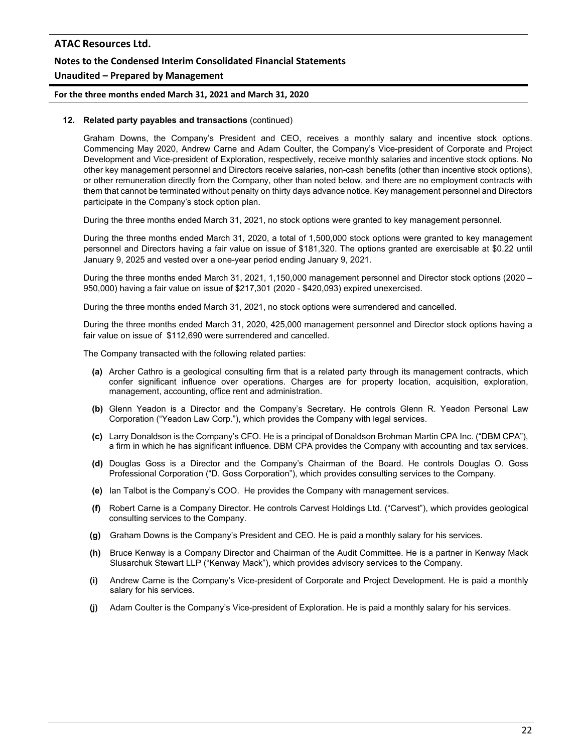**12. Related party payables and transactions** (continued)

Graham Downs, the Company's President and CEO, receives a monthly salary and incentive stock options. Commencing May 2020, Andrew Carne and Adam Coulter, the Company's Vice-president of Corporate and Project Development and Vice-president of Exploration, respectively, receive monthly salaries and incentive stock options. No other key management personnel and Directors receive salaries, non-cash benefits (other than incentive stock options), or other remuneration directly from the Company, other than noted below, and there are no employment contracts with them that cannot be terminated without penalty on thirty days advance notice. Key management personnel and Directors participate in the Company's stock option plan.

During the three months ended March 31, 2021, no stock options were granted to key management personnel.

During the three months ended March 31, 2020, a total of 1,500,000 stock options were granted to key management personnel and Directors having a fair value on issue of $181,320. The options granted are exercisable at $0.22 until January 9, 2025 and vested over a one-year period ending January 9, 2021.

During the three months ended March 31, 2021, 1,150,000 management personnel and Director stock options (2020 – 950,000) having a fair value on issue of $217,301 (2020 - $420,093) expired unexercised.

During the three months ended March 31, 2021, no stock options were surrendered and cancelled.

During the three months ended March 31, 2020, 425,000 management personnel and Director stock options having a fair value on issue of $112,690 were surrendered and cancelled.

The Company transacted with the following related parties:

**(a)** Archer Cathro is a geological consulting firm that is a related party through its management contracts, which confer significant influence over operations. Charges are for property location, acquisition, exploration, management, accounting, office rent and administration.

**(b)** Glenn Yeadon is a Director and the Company's Secretary. He controls Glenn R. Yeadon Personal Law Corporation ("Yeadon Law Corp."), which provides the Company with legal services.

**(c)** Larry Donaldson is the Company's CFO. He is a principal of Donaldson Brohman Martin CPA Inc. ("DBM CPA"), a firm in which he has significant influence. DBM CPA provides the Company with accounting and tax services.

**(d)** Douglas Goss is a Director and the Company's Chairman of the Board. He controls Douglas O. Goss Professional Corporation ("D. Goss Corporation"), which provides consulting services to the Company.

**(e)** Ian Talbot is the Company's COO. He provides the Company with management services.

**(f)** Robert Carne is a Company Director. He controls Carvest Holdings Ltd. ("Carvest"), which provides geological consulting services to the Company.

**(g)** Graham Downs is the Company's President and CEO. He is paid a monthly salary for his services.

**(h)** Bruce Kenway is a Company Director and Chairman of the Audit Committee. He is a partner in Kenway Mack Slusarchuk Stewart LLP ("Kenway Mack"), which provides advisory services to the Company.

**(i)** Andrew Carne is the Company's Vice-president of Corporate and Project Development. He is paid a monthly salary for his services.

**(j)** Adam Coulter is the Company's Vice-president of Exploration. He is paid a monthly salary for his services.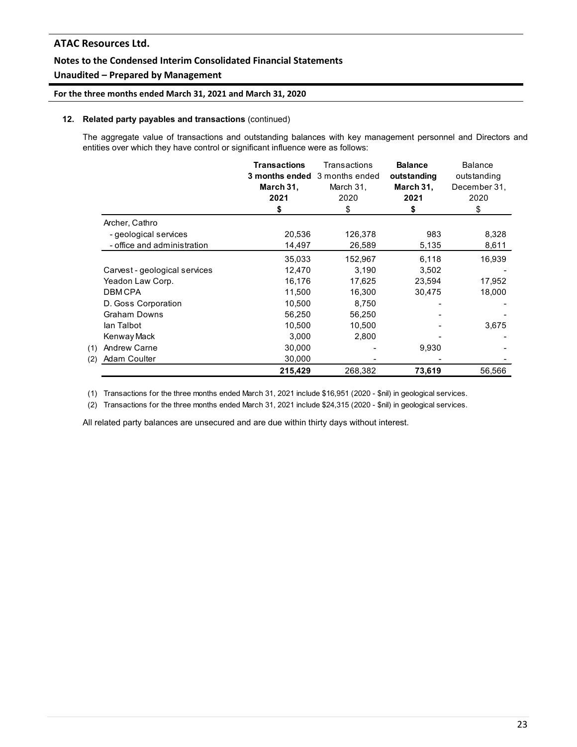### 12. Related party payables and transactions (continued)

The aggregate value of transactions and outstanding balances with key management personnel and Directors and entities over which they have control or significant influence were as follows:

| | **Transactions 3 months ended March 31, 2021** | Transactions 3 months ended March 31, 2020 | **Balance outstanding March 31, 2021** | Balance outstanding December 31, 2020 |
|---|---|---|---|---|
| | **$** | $ | **$** | $ |
| Archer, Cathro | | | | |
| - geological services | 20,536 | 126,378 | 983 | 8,328 |
| - office and administration | 14,497 | 26,589 | 5,135 | 8,611 |
| | 35,033 | 152,967 | 6,118 | 16,939 |
| Carvest - geological services | 12,470 | 3,190 | 3,502 | - |
| Yeadon Law Corp. | 16,176 | 17,625 | 23,594 | 17,952 |
| DBM CPA | 11,500 | 16,300 | 30,475 | 18,000 |
| D. Goss Corporation | 10,500 | 8,750 | - | - |
| Graham Downs | 56,250 | 56,250 | - | - |
| Ian Talbot | 10,500 | 10,500 | - | 3,675 |
| Kenway Mack | 3,000 | 2,800 | - | - |
| (1) Andrew Carne | 30,000 | - | 9,930 | - |
| (2) Adam Coulter | 30,000 | - | - | - |
| | **215,429** | 268,382 | **73,619** | 56,566 |

(1) Transactions for the three months ended March 31, 2021 include $16,951 (2020 - $nil) in geological services.

(2) Transactions for the three months ended March 31, 2021 include $24,315 (2020 - $nil) in geological services.

All related party balances are unsecured and are due within thirty days without interest.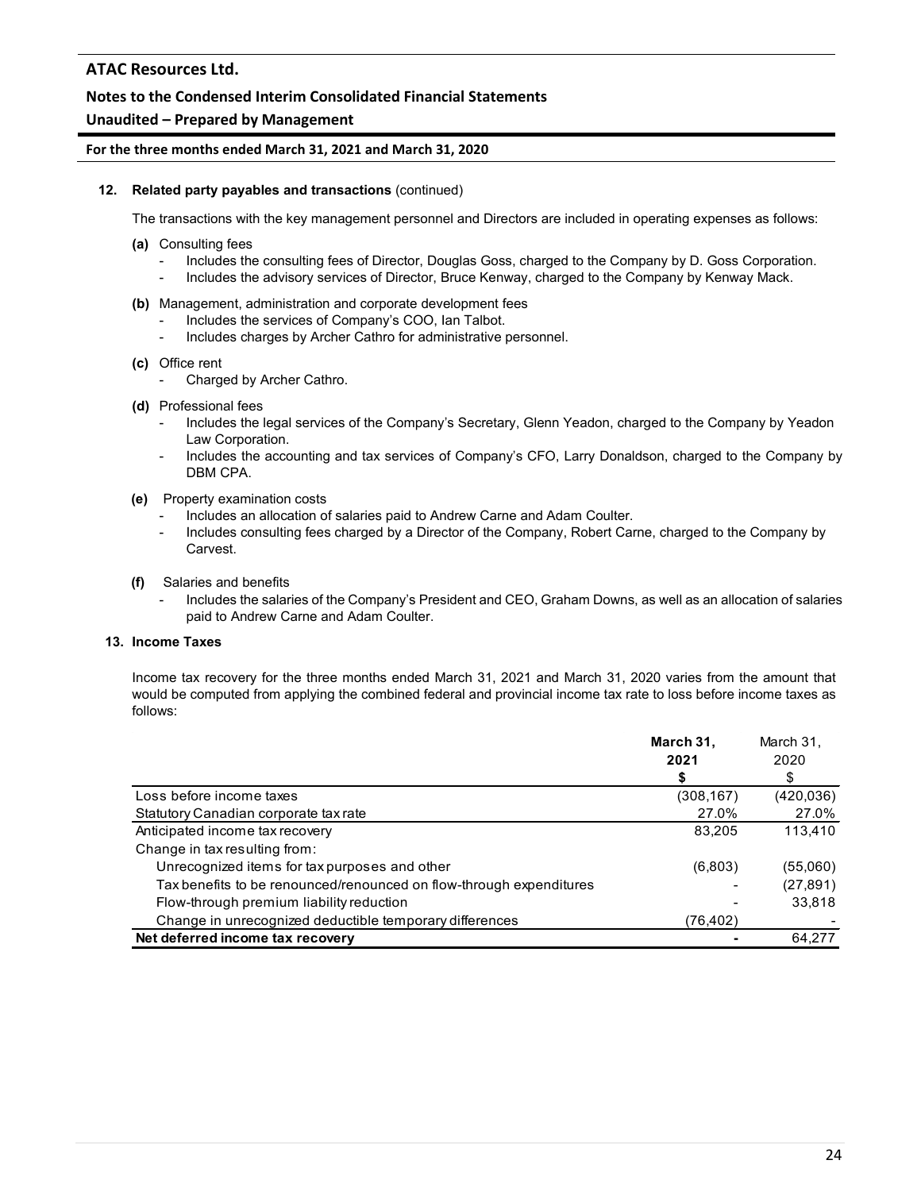**12. Related party payables and transactions** (continued)

The transactions with the key management personnel and Directors are included in operating expenses as follows:

**(a)** Consulting fees
- Includes the consulting fees of Director, Douglas Goss, charged to the Company by D. Goss Corporation.
- Includes the advisory services of Director, Bruce Kenway, charged to the Company by Kenway Mack.

**(b)** Management, administration and corporate development fees
- Includes the services of Company's COO, Ian Talbot.
- Includes charges by Archer Cathro for administrative personnel.

**(c)** Office rent
- Charged by Archer Cathro.

**(d)** Professional fees
- Includes the legal services of the Company's Secretary, Glenn Yeadon, charged to the Company by Yeadon Law Corporation.
- Includes the accounting and tax services of Company's CFO, Larry Donaldson, charged to the Company by DBM CPA.

**(e)** Property examination costs
- Includes an allocation of salaries paid to Andrew Carne and Adam Coulter.
- Includes consulting fees charged by a Director of the Company, Robert Carne, charged to the Company by Carvest.

**(f)** Salaries and benefits
- Includes the salaries of the Company's President and CEO, Graham Downs, as well as an allocation of salaries paid to Andrew Carne and Adam Coulter.

**13. Income Taxes**

Income tax recovery for the three months ended March 31, 2021 and March 31, 2020 varies from the amount that would be computed from applying the combined federal and provincial income tax rate to loss before income taxes as follows:

| | **March 31, 2021 $** | March 31, 2020 $ |
|---|---|---|
| Loss before income taxes | (308,167) | (420,036) |
| Statutory Canadian corporate tax rate | 27.0% | 27.0% |
| Anticipated income tax recovery | 83,205 | 113,410 |
| Change in tax resulting from: | | |
| Unrecognized items for tax purposes and other | (6,803) | (55,060) |
| Tax benefits to be renounced/renounced on flow-through expenditures | - | (27,891) |
| Flow-through premium liability reduction | - | 33,818 |
| Change in unrecognized deductible temporary differences | (76,402) | - |
| **Net deferred income tax recovery** | **-** | 64,277 |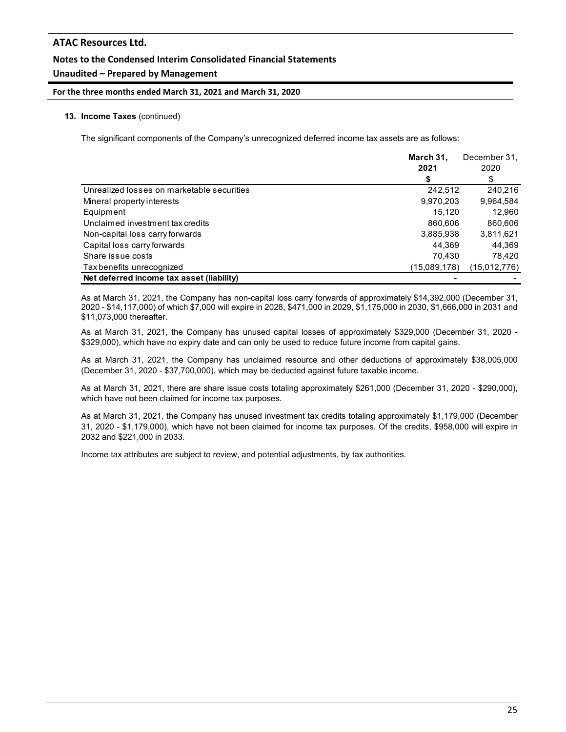**13. Income Taxes** (continued)

The significant components of the Company's unrecognized deferred income tax assets are as follows:

| | **March 31, 2021** | December 31, 2020 |
|---|---|---|
| | **$** | $ |
| Unrealized losses on marketable securities | 242,512 | 240,216 |
| Mineral property interests | 9,970,203 | 9,964,584 |
| Equipment | 15,120 | 12,960 |
| Unclaimed investment tax credits | 860,606 | 860,606 |
| Non-capital loss carry forwards | 3,885,938 | 3,811,621 |
| Capital loss carry forwards | 44,369 | 44,369 |
| Share issue costs | 70,430 | 78,420 |
| Tax benefits unrecognized | (15,089,178) | (15,012,776) |
| **Net deferred income tax asset (liability)** | **-** | - |

As at March 31, 2021, the Company has non-capital loss carry forwards of approximately $14,392,000 (December 31, 2020 - $14,117,000) of which $7,000 will expire in 2028, $471,000 in 2029, $1,175,000 in 2030, $1,666,000 in 2031 and $11,073,000 thereafter.

As at March 31, 2021, the Company has unused capital losses of approximately $329,000 (December 31, 2020 - $329,000), which have no expiry date and can only be used to reduce future income from capital gains.

As at March 31, 2021, the Company has unclaimed resource and other deductions of approximately $38,005,000 (December 31, 2020 - $37,700,000), which may be deducted against future taxable income.

As at March 31, 2021, there are share issue costs totaling approximately $261,000 (December 31, 2020 - $290,000), which have not been claimed for income tax purposes.

As at March 31, 2021, the Company has unused investment tax credits totaling approximately $1,179,000 (December 31, 2020 - $1,179,000), which have not been claimed for income tax purposes. Of the credits, $958,000 will expire in 2032 and $221,000 in 2033.

Income tax attributes are subject to review, and potential adjustments, by tax authorities.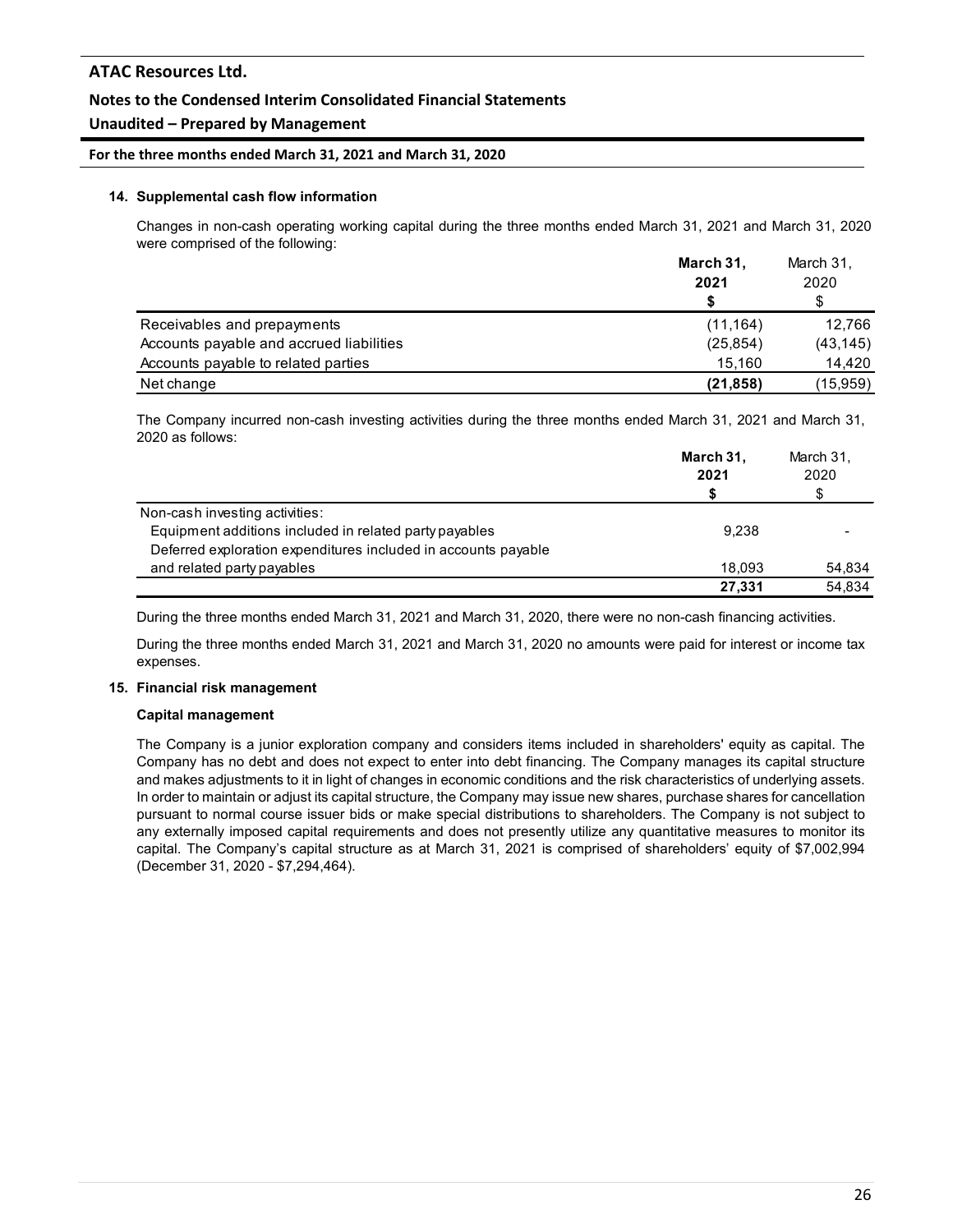## 14. Supplemental cash flow information

Changes in non-cash operating working capital during the three months ended March 31, 2021 and March 31, 2020 were comprised of the following:

| | **March 31, 2021** | March 31, 2020 |
|---|---|---|
| | **$** | $ |
| Receivables and prepayments | (11,164) | 12,766 |
| Accounts payable and accrued liabilities | (25,854) | (43,145) |
| Accounts payable to related parties | 15,160 | 14,420 |
| Net change | **(21,858)** | (15,959) |

The Company incurred non-cash investing activities during the three months ended March 31, 2021 and March 31, 2020 as follows:

| | **March 31, 2021** | March 31, 2020 |
|---|---|---|
| | **$** | $ |
| Non-cash investing activities: | | |
| Equipment additions included in related party payables | 9,238 | - |
| Deferred exploration expenditures included in accounts payable and related party payables | 18,093 | 54,834 |
| | **27,331** | 54,834 |

During the three months ended March 31, 2021 and March 31, 2020, there were no non-cash financing activities.

During the three months ended March 31, 2021 and March 31, 2020 no amounts were paid for interest or income tax expenses.

## 15. Financial risk management

### Capital management

The Company is a junior exploration company and considers items included in shareholders' equity as capital. The Company has no debt and does not expect to enter into debt financing. The Company manages its capital structure and makes adjustments to it in light of changes in economic conditions and the risk characteristics of underlying assets. In order to maintain or adjust its capital structure, the Company may issue new shares, purchase shares for cancellation pursuant to normal course issuer bids or make special distributions to shareholders. The Company is not subject to any externally imposed capital requirements and does not presently utilize any quantitative measures to monitor its capital. The Company's capital structure as at March 31, 2021 is comprised of shareholders' equity of $7,002,994 (December 31, 2020 - $7,294,464).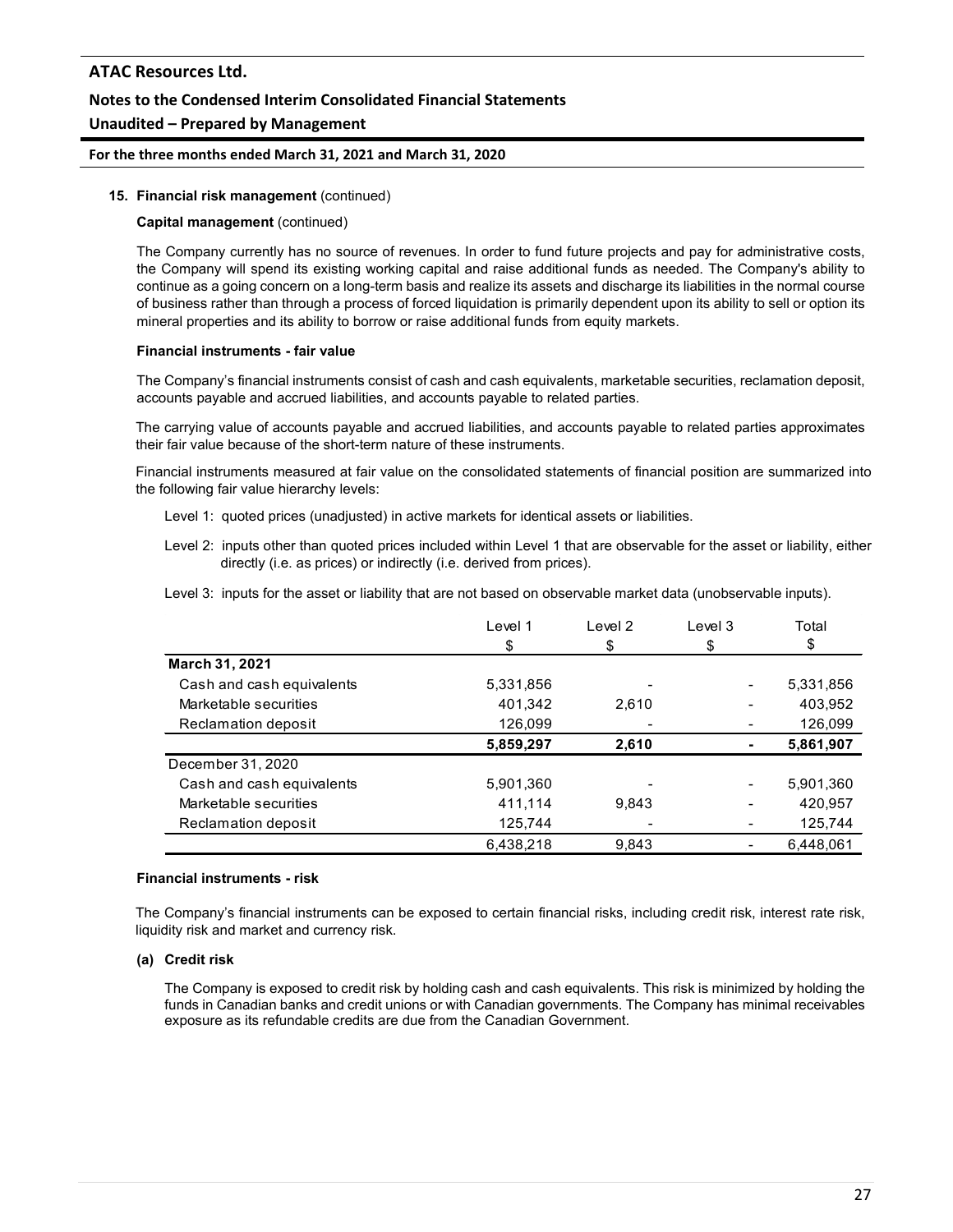**15. Financial risk management** (continued)

**Capital management** (continued)

The Company currently has no source of revenues. In order to fund future projects and pay for administrative costs, the Company will spend its existing working capital and raise additional funds as needed. The Company's ability to continue as a going concern on a long-term basis and realize its assets and discharge its liabilities in the normal course of business rather than through a process of forced liquidation is primarily dependent upon its ability to sell or option its mineral properties and its ability to borrow or raise additional funds from equity markets.

**Financial instruments - fair value**

The Company's financial instruments consist of cash and cash equivalents, marketable securities, reclamation deposit, accounts payable and accrued liabilities, and accounts payable to related parties.

The carrying value of accounts payable and accrued liabilities, and accounts payable to related parties approximates their fair value because of the short-term nature of these instruments.

Financial instruments measured at fair value on the consolidated statements of financial position are summarized into the following fair value hierarchy levels:

Level 1: quoted prices (unadjusted) in active markets for identical assets or liabilities.

Level 2: inputs other than quoted prices included within Level 1 that are observable for the asset or liability, either directly (i.e. as prices) or indirectly (i.e. derived from prices).

Level 3: inputs for the asset or liability that are not based on observable market data (unobservable inputs).

| | Level 1<br>$ | Level 2<br>$ | Level 3<br>$ | Total<br>$ |
|---|---|---|---|---|
| **March 31, 2021** | | | | |
| Cash and cash equivalents | 5,331,856 | - | - | 5,331,856 |
| Marketable securities | 401,342 | 2,610 | - | 403,952 |
| Reclamation deposit | 126,099 | - | - | 126,099 |
| | **5,859,297** | **2,610** | **-** | **5,861,907** |
| December 31, 2020 | | | | |
| Cash and cash equivalents | 5,901,360 | - | - | 5,901,360 |
| Marketable securities | 411,114 | 9,843 | - | 420,957 |
| Reclamation deposit | 125,744 | - | - | 125,744 |
| | 6,438,218 | 9,843 | - | 6,448,061 |

**Financial instruments - risk**

The Company's financial instruments can be exposed to certain financial risks, including credit risk, interest rate risk, liquidity risk and market and currency risk.

**(a) Credit risk**

The Company is exposed to credit risk by holding cash and cash equivalents. This risk is minimized by holding the funds in Canadian banks and credit unions or with Canadian governments. The Company has minimal receivables exposure as its refundable credits are due from the Canadian Government.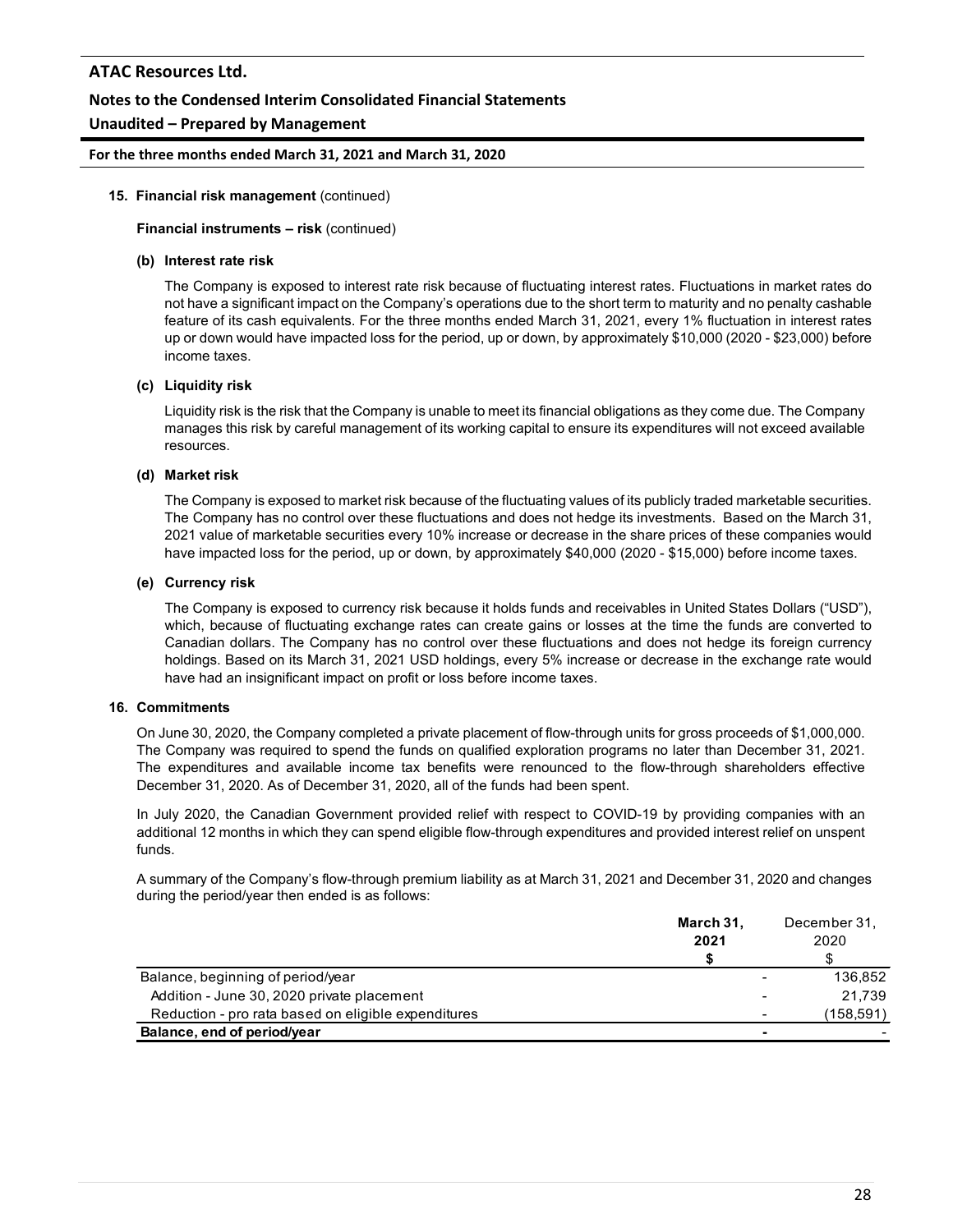**15. Financial risk management** (continued)

**Financial instruments – risk** (continued)

**(b) Interest rate risk**

The Company is exposed to interest rate risk because of fluctuating interest rates. Fluctuations in market rates do not have a significant impact on the Company's operations due to the short term to maturity and no penalty cashable feature of its cash equivalents. For the three months ended March 31, 2021, every 1% fluctuation in interest rates up or down would have impacted loss for the period, up or down, by approximately $10,000 (2020 - $23,000) before income taxes.

**(c) Liquidity risk**

Liquidity risk is the risk that the Company is unable to meet its financial obligations as they come due. The Company manages this risk by careful management of its working capital to ensure its expenditures will not exceed available resources.

**(d) Market risk**

The Company is exposed to market risk because of the fluctuating values of its publicly traded marketable securities. The Company has no control over these fluctuations and does not hedge its investments. Based on the March 31, 2021 value of marketable securities every 10% increase or decrease in the share prices of these companies would have impacted loss for the period, up or down, by approximately $40,000 (2020 - $15,000) before income taxes.

**(e) Currency risk**

The Company is exposed to currency risk because it holds funds and receivables in United States Dollars ("USD"), which, because of fluctuating exchange rates can create gains or losses at the time the funds are converted to Canadian dollars. The Company has no control over these fluctuations and does not hedge its foreign currency holdings. Based on its March 31, 2021 USD holdings, every 5% increase or decrease in the exchange rate would have had an insignificant impact on profit or loss before income taxes.

**16. Commitments**

On June 30, 2020, the Company completed a private placement of flow-through units for gross proceeds of $1,000,000. The Company was required to spend the funds on qualified exploration programs no later than December 31, 2021. The expenditures and available income tax benefits were renounced to the flow-through shareholders effective December 31, 2020. As of December 31, 2020, all of the funds had been spent.

In July 2020, the Canadian Government provided relief with respect to COVID-19 by providing companies with an additional 12 months in which they can spend eligible flow-through expenditures and provided interest relief on unspent funds.

A summary of the Company's flow-through premium liability as at March 31, 2021 and December 31, 2020 and changes during the period/year then ended is as follows:

| | **March 31, 2021** | December 31, 2020 |
|---|---|---|
| | **$** | $ |
| Balance, beginning of period/year | - | 136,852 |
| Addition - June 30, 2020 private placement | - | 21,739 |
| Reduction - pro rata based on eligible expenditures | - | (158,591) |
| **Balance, end of period/year** | **-** | - |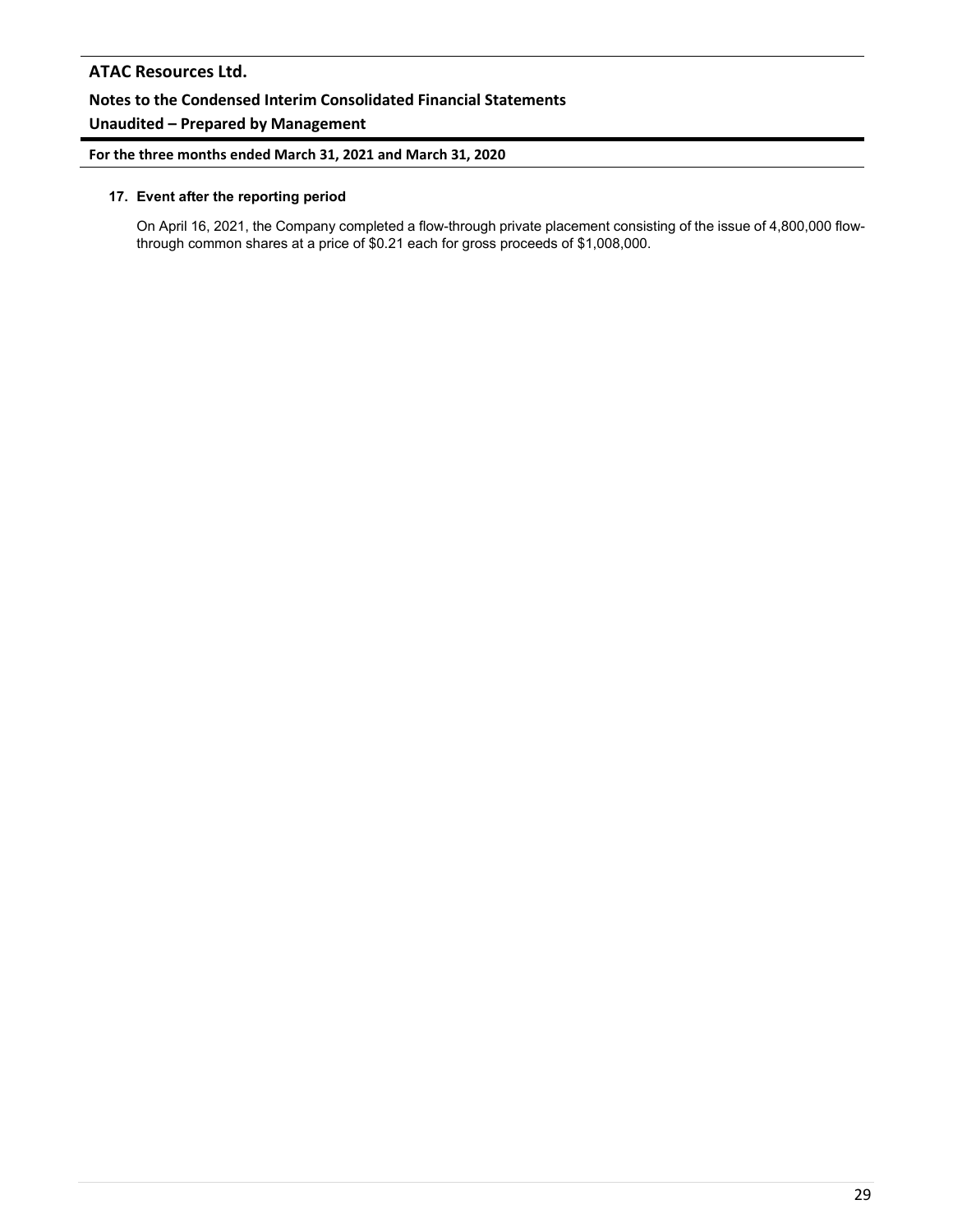### 17. Event after the reporting period

On April 16, 2021, the Company completed a flow-through private placement consisting of the issue of 4,800,000 flow-through common shares at a price of $0.21 each for gross proceeds of $1,008,000.